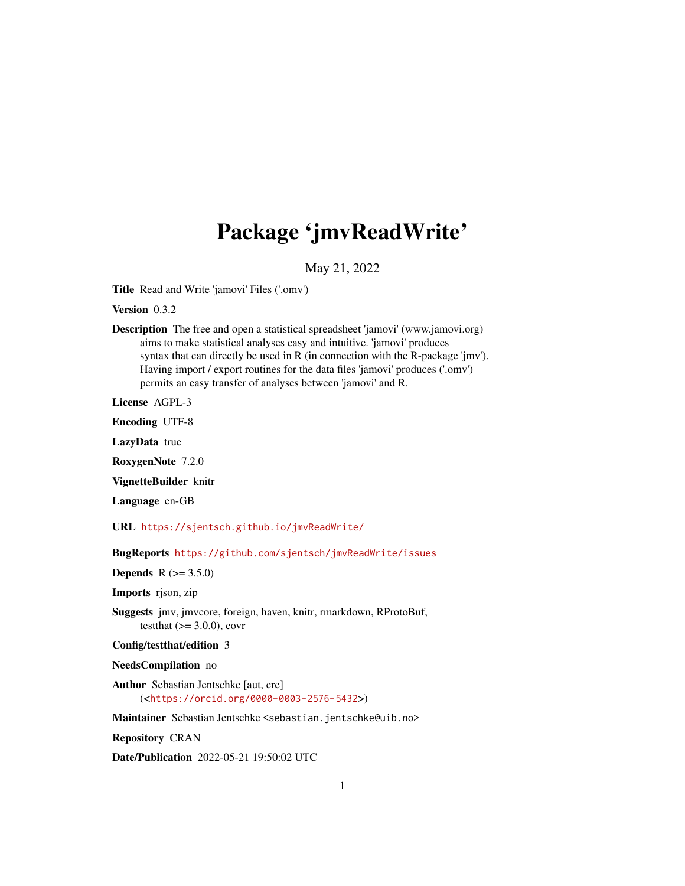# Package ‘jmvReadWrite’

May 21, 2022

**Title** Read and Write 'jamovi' Files ('.omv')

**Version** 0.3.2

**Description** The free and open a statistical spreadsheet 'jamovi' (www.jamovi.org) aims to make statistical analyses easy and intuitive. 'jamovi' produces syntax that can directly be used in R (in connection with the R-package 'jmv'). Having import / export routines for the data files 'jamovi' produces ('.omv') permits an easy transfer of analyses between 'jamovi' and R.

**License** AGPL-3

**Encoding** UTF-8

**LazyData** true

**RoxygenNote** 7.2.0

**VignetteBuilder** knitr

**Language** en-GB

**URL** https://sjentsch.github.io/jmvReadWrite/

**BugReports** https://github.com/sjentsch/jmvReadWrite/issues

**Depends** R (>= 3.5.0)

**Imports** rjson, zip

**Suggests** jmv, jmvcore, foreign, haven, knitr, rmarkdown, RProtoBuf, testthat (>= 3.0.0), covr

**Config/testthat/edition** 3

**NeedsCompilation** no

**Author** Sebastian Jentschke [aut, cre] (<https://orcid.org/0000-0003-2576-5432>)

**Maintainer** Sebastian Jentschke <sebastian.jentschke@uib.no>

**Repository** CRAN

**Date/Publication** 2022-05-21 19:50:02 UTC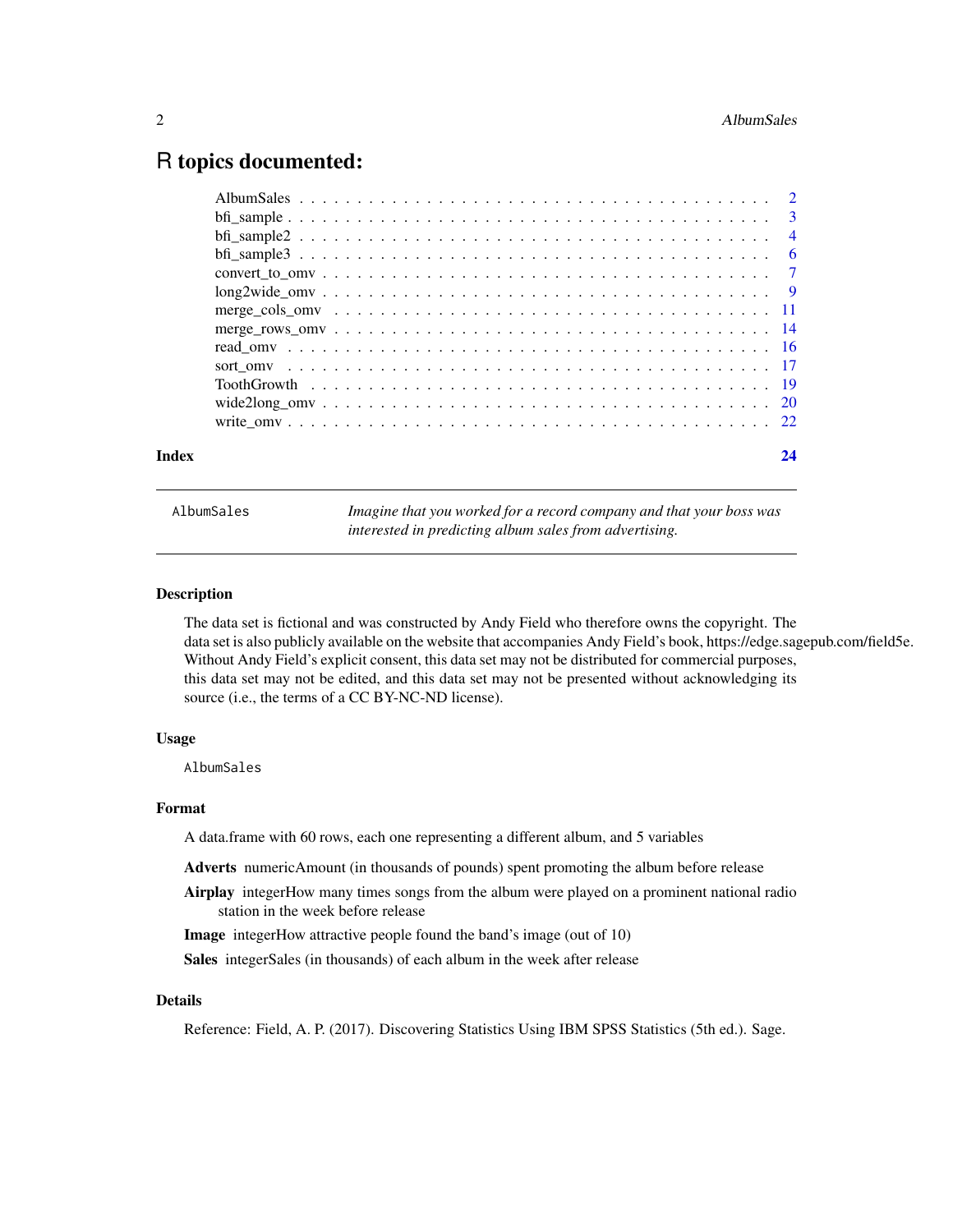# R topics documented:

| | |
|---|---|
| AlbumSales | 2 |
| bfi_sample | 3 |
| bfi_sample2 | 4 |
| bfi_sample3 | 6 |
| convert_to_omv | 7 |
| long2wide_omv | 9 |
| merge_cols_omv | 11 |
| merge_rows_omv | 14 |
| read_omv | 16 |
| sort_omv | 17 |
| ToothGrowth | 19 |
| wide2long_omv | 20 |
| write_omv | 22 |
| **Index** | **24** |

---

`AlbumSales` — *Imagine that you worked for a record company and that your boss was interested in predicting album sales from advertising.*

---

### Description

The data set is fictional and was constructed by Andy Field who therefore owns the copyright. The data set is also publicly available on the website that accompanies Andy Field's book, https://edge.sagepub.com/field5e. Without Andy Field's explicit consent, this data set may not be distributed for commercial purposes, this data set may not be edited, and this data set may not be presented without acknowledging its source (i.e., the terms of a CC BY-NC-ND license).

### Usage

```
AlbumSales
```

### Format

A data.frame with 60 rows, each one representing a different album, and 5 variables

- **Adverts** numericAmount (in thousands of pounds) spent promoting the album before release
- **Airplay** integerHow many times songs from the album were played on a prominent national radio station in the week before release
- **Image** integerHow attractive people found the band's image (out of 10)
- **Sales** integerSales (in thousands) of each album in the week after release

### Details

Reference: Field, A. P. (2017). Discovering Statistics Using IBM SPSS Statistics (5th ed.). Sage.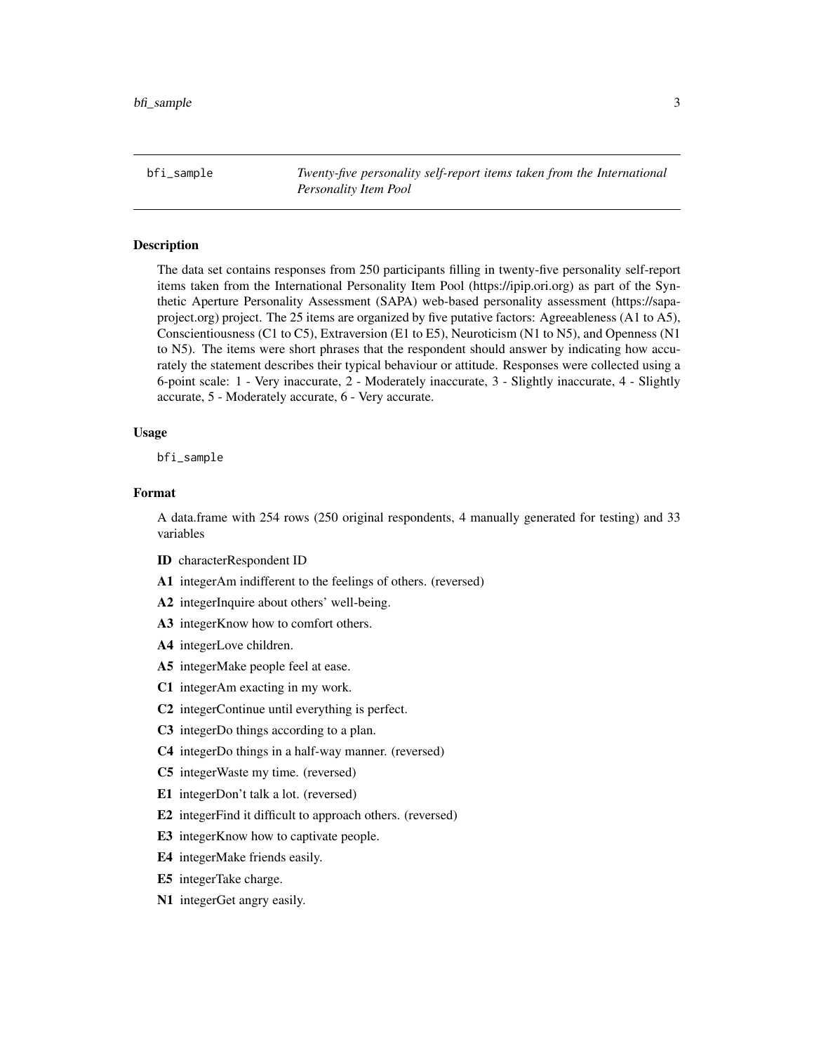bfi_sample *Twenty-five personality self-report items taken from the International Personality Item Pool*

## Description

The data set contains responses from 250 participants filling in twenty-five personality self-report items taken from the International Personality Item Pool (https://ipip.ori.org) as part of the Synthetic Aperture Personality Assessment (SAPA) web-based personality assessment (https://sapa-project.org) project. The 25 items are organized by five putative factors: Agreeableness (A1 to A5), Conscientiousness (C1 to C5), Extraversion (E1 to E5), Neuroticism (N1 to N5), and Openness (N1 to N5). The items were short phrases that the respondent should answer by indicating how accurately the statement describes their typical behaviour or attitude. Responses were collected using a 6-point scale: 1 - Very inaccurate, 2 - Moderately inaccurate, 3 - Slightly inaccurate, 4 - Slightly accurate, 5 - Moderately accurate, 6 - Very accurate.

## Usage

```
bfi_sample
```

## Format

A data.frame with 254 rows (250 original respondents, 4 manually generated for testing) and 33 variables

**ID** characterRespondent ID

**A1** integerAm indifferent to the feelings of others. (reversed)

**A2** integerInquire about others' well-being.

**A3** integerKnow how to comfort others.

**A4** integerLove children.

**A5** integerMake people feel at ease.

**C1** integerAm exacting in my work.

**C2** integerContinue until everything is perfect.

**C3** integerDo things according to a plan.

**C4** integerDo things in a half-way manner. (reversed)

**C5** integerWaste my time. (reversed)

**E1** integerDon't talk a lot. (reversed)

**E2** integerFind it difficult to approach others. (reversed)

**E3** integerKnow how to captivate people.

**E4** integerMake friends easily.

**E5** integerTake charge.

**N1** integerGet angry easily.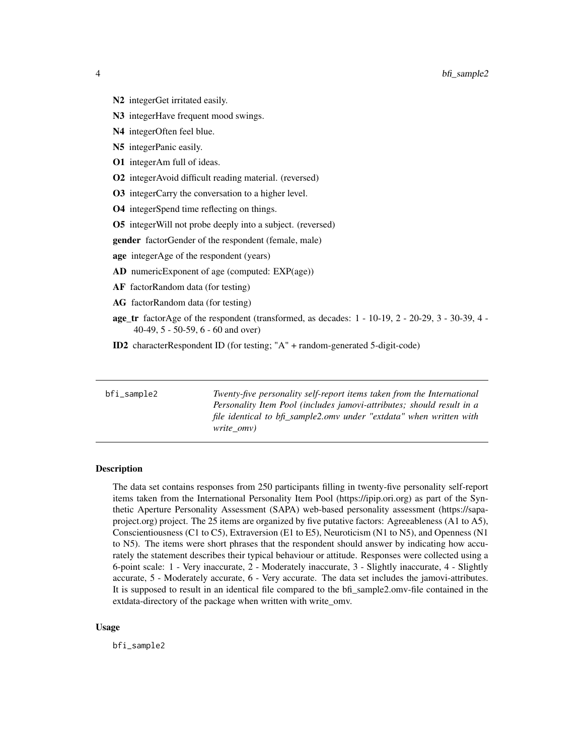**N2** integerGet irritated easily.

**N3** integerHave frequent mood swings.

**N4** integerOften feel blue.

**N5** integerPanic easily.

**O1** integerAm full of ideas.

**O2** integerAvoid difficult reading material. (reversed)

**O3** integerCarry the conversation to a higher level.

**O4** integerSpend time reflecting on things.

**O5** integerWill not probe deeply into a subject. (reversed)

**gender** factorGender of the respondent (female, male)

**age** integerAge of the respondent (years)

**AD** numericExponent of age (computed: EXP(age))

**AF** factorRandom data (for testing)

**AG** factorRandom data (for testing)

**age_tr** factorAge of the respondent (transformed, as decades: 1 - 10-19, 2 - 20-29, 3 - 30-39, 4 - 40-49, 5 - 50-59, 6 - 60 and over)

**ID2** characterRespondent ID (for testing; "A" + random-generated 5-digit-code)

---

`bfi_sample2` *Twenty-five personality self-report items taken from the International Personality Item Pool (includes jamovi-attributes; should result in a file identical to bfi_sample2.omv under "extdata" when written with write_omv)*

---

### Description

The data set contains responses from 250 participants filling in twenty-five personality self-report items taken from the International Personality Item Pool (https://ipip.ori.org) as part of the Synthetic Aperture Personality Assessment (SAPA) web-based personality assessment (https://sapa-project.org) project. The 25 items are organized by five putative factors: Agreeableness (A1 to A5), Conscientiousness (C1 to C5), Extraversion (E1 to E5), Neuroticism (N1 to N5), and Openness (N1 to N5). The items were short phrases that the respondent should answer by indicating how accurately the statement describes their typical behaviour or attitude. Responses were collected using a 6-point scale: 1 - Very inaccurate, 2 - Moderately inaccurate, 3 - Slightly inaccurate, 4 - Slightly accurate, 5 - Moderately accurate, 6 - Very accurate. The data set includes the jamovi-attributes. It is supposed to result in an identical file compared to the bfi_sample2.omv-file contained in the extdata-directory of the package when written with write_omv.

### Usage

```
bfi_sample2
```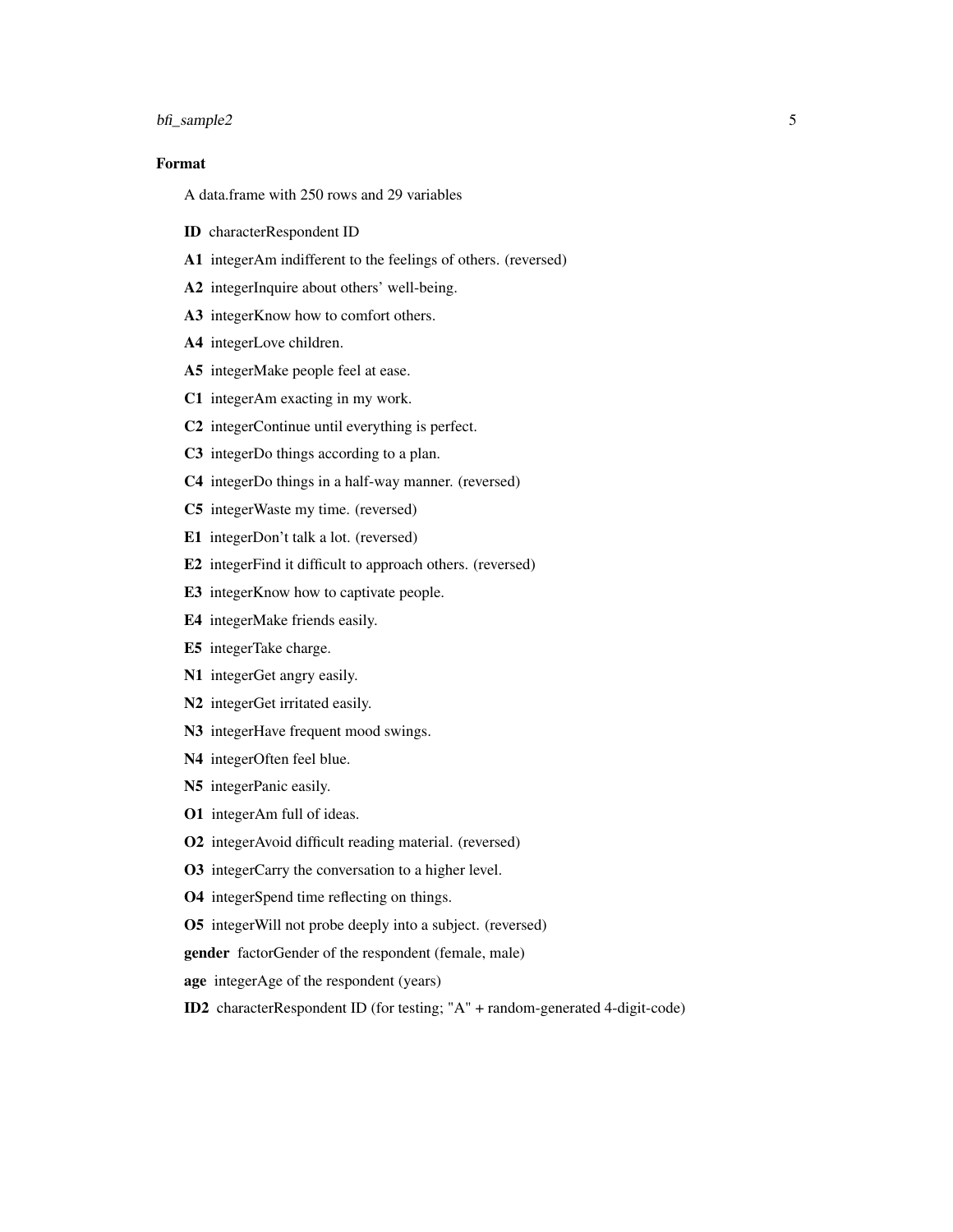### Format

A data.frame with 250 rows and 29 variables

**ID** characterRespondent ID

**A1** integerAm indifferent to the feelings of others. (reversed)

**A2** integerInquire about others' well-being.

**A3** integerKnow how to comfort others.

**A4** integerLove children.

**A5** integerMake people feel at ease.

**C1** integerAm exacting in my work.

**C2** integerContinue until everything is perfect.

**C3** integerDo things according to a plan.

**C4** integerDo things in a half-way manner. (reversed)

**C5** integerWaste my time. (reversed)

**E1** integerDon't talk a lot. (reversed)

**E2** integerFind it difficult to approach others. (reversed)

**E3** integerKnow how to captivate people.

**E4** integerMake friends easily.

**E5** integerTake charge.

**N1** integerGet angry easily.

**N2** integerGet irritated easily.

**N3** integerHave frequent mood swings.

**N4** integerOften feel blue.

**N5** integerPanic easily.

**O1** integerAm full of ideas.

**O2** integerAvoid difficult reading material. (reversed)

**O3** integerCarry the conversation to a higher level.

**O4** integerSpend time reflecting on things.

**O5** integerWill not probe deeply into a subject. (reversed)

**gender** factorGender of the respondent (female, male)

**age** integerAge of the respondent (years)

**ID2** characterRespondent ID (for testing; "A" + random-generated 4-digit-code)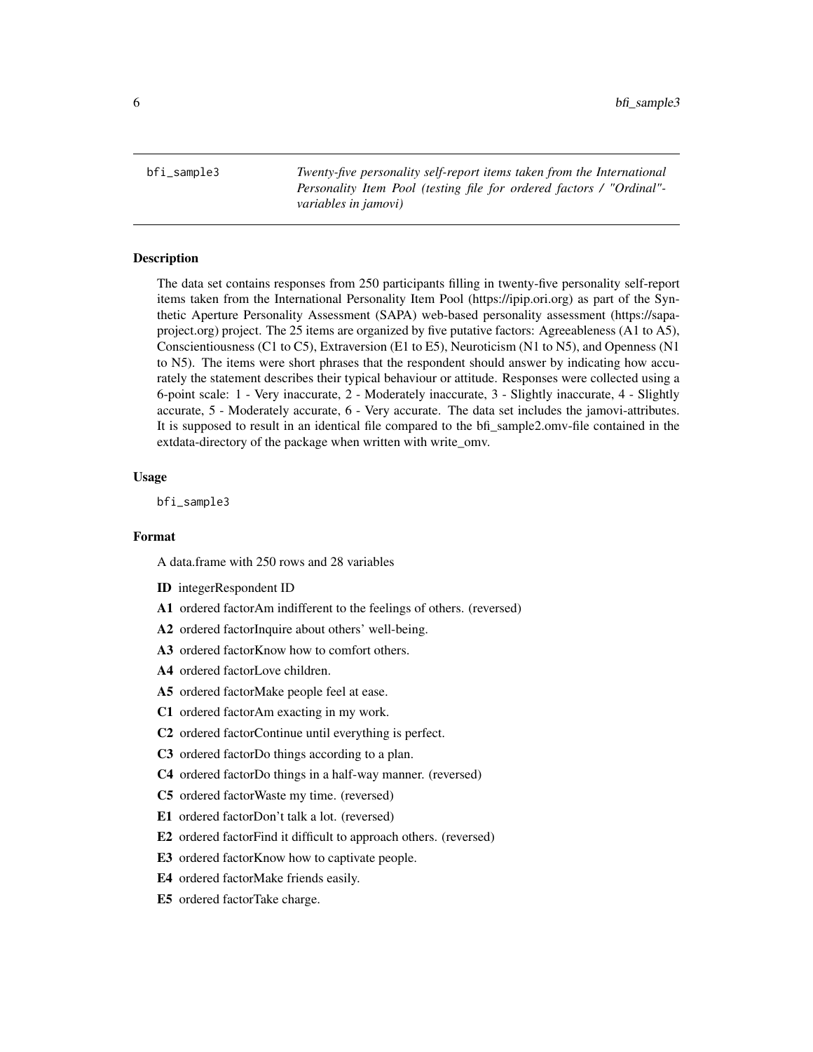bfi_sample3 *Twenty-five personality self-report items taken from the International Personality Item Pool (testing file for ordered factors / "Ordinal"-variables in jamovi)*

## Description

The data set contains responses from 250 participants filling in twenty-five personality self-report items taken from the International Personality Item Pool (https://ipip.ori.org) as part of the Synthetic Aperture Personality Assessment (SAPA) web-based personality assessment (https://sapa-project.org) project. The 25 items are organized by five putative factors: Agreeableness (A1 to A5), Conscientiousness (C1 to C5), Extraversion (E1 to E5), Neuroticism (N1 to N5), and Openness (N1 to N5). The items were short phrases that the respondent should answer by indicating how accurately the statement describes their typical behaviour or attitude. Responses were collected using a 6-point scale: 1 - Very inaccurate, 2 - Moderately inaccurate, 3 - Slightly inaccurate, 4 - Slightly accurate, 5 - Moderately accurate, 6 - Very accurate. The data set includes the jamovi-attributes. It is supposed to result in an identical file compared to the bfi_sample2.omv-file contained in the extdata-directory of the package when written with write_omv.

## Usage

```
bfi_sample3
```

## Format

A data.frame with 250 rows and 28 variables

- **ID** integerRespondent ID
- **A1** ordered factorAm indifferent to the feelings of others. (reversed)
- **A2** ordered factorInquire about others' well-being.
- **A3** ordered factorKnow how to comfort others.
- **A4** ordered factorLove children.
- **A5** ordered factorMake people feel at ease.
- **C1** ordered factorAm exacting in my work.
- **C2** ordered factorContinue until everything is perfect.
- **C3** ordered factorDo things according to a plan.
- **C4** ordered factorDo things in a half-way manner. (reversed)
- **C5** ordered factorWaste my time. (reversed)
- **E1** ordered factorDon't talk a lot. (reversed)
- **E2** ordered factorFind it difficult to approach others. (reversed)
- **E3** ordered factorKnow how to captivate people.
- **E4** ordered factorMake friends easily.
- **E5** ordered factorTake charge.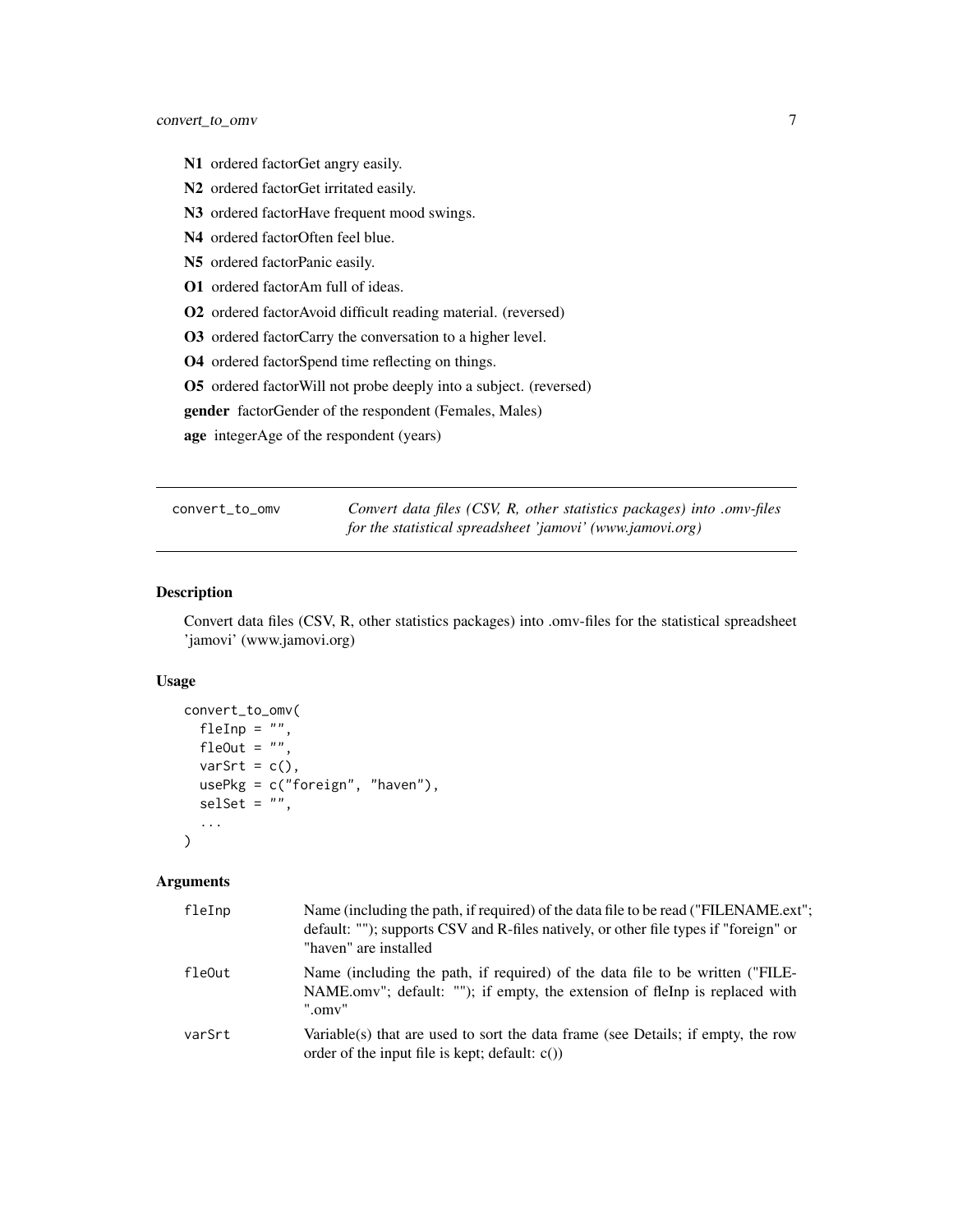**N1** ordered factorGet angry easily.

**N2** ordered factorGet irritated easily.

**N3** ordered factorHave frequent mood swings.

**N4** ordered factorOften feel blue.

**N5** ordered factorPanic easily.

**O1** ordered factorAm full of ideas.

**O2** ordered factorAvoid difficult reading material. (reversed)

**O3** ordered factorCarry the conversation to a higher level.

**O4** ordered factorSpend time reflecting on things.

**O5** ordered factorWill not probe deeply into a subject. (reversed)

**gender** factorGender of the respondent (Females, Males)

**age** integerAge of the respondent (years)

---

`convert_to_omv` *Convert data files (CSV, R, other statistics packages) into .omv-files for the statistical spreadsheet 'jamovi' (www.jamovi.org)*

---

### Description

Convert data files (CSV, R, other statistics packages) into .omv-files for the statistical spreadsheet 'jamovi' (www.jamovi.org)

### Usage

```
convert_to_omv(
  fleInp = "",
  fleOut = "",
  varSrt = c(),
  usePkg = c("foreign", "haven"),
  selSet = "",
  ...
)
```

### Arguments

| | |
|---|---|
| `fleInp` | Name (including the path, if required) of the data file to be read ("FILENAME.ext"; default: ""); supports CSV and R-files natively, or other file types if "foreign" or "haven" are installed |
| `fleOut` | Name (including the path, if required) of the data file to be written ("FILENAME.omv"; default: ""); if empty, the extension of fleInp is replaced with ".omv" |
| `varSrt` | Variable(s) that are used to sort the data frame (see Details; if empty, the row order of the input file is kept; default: c()) |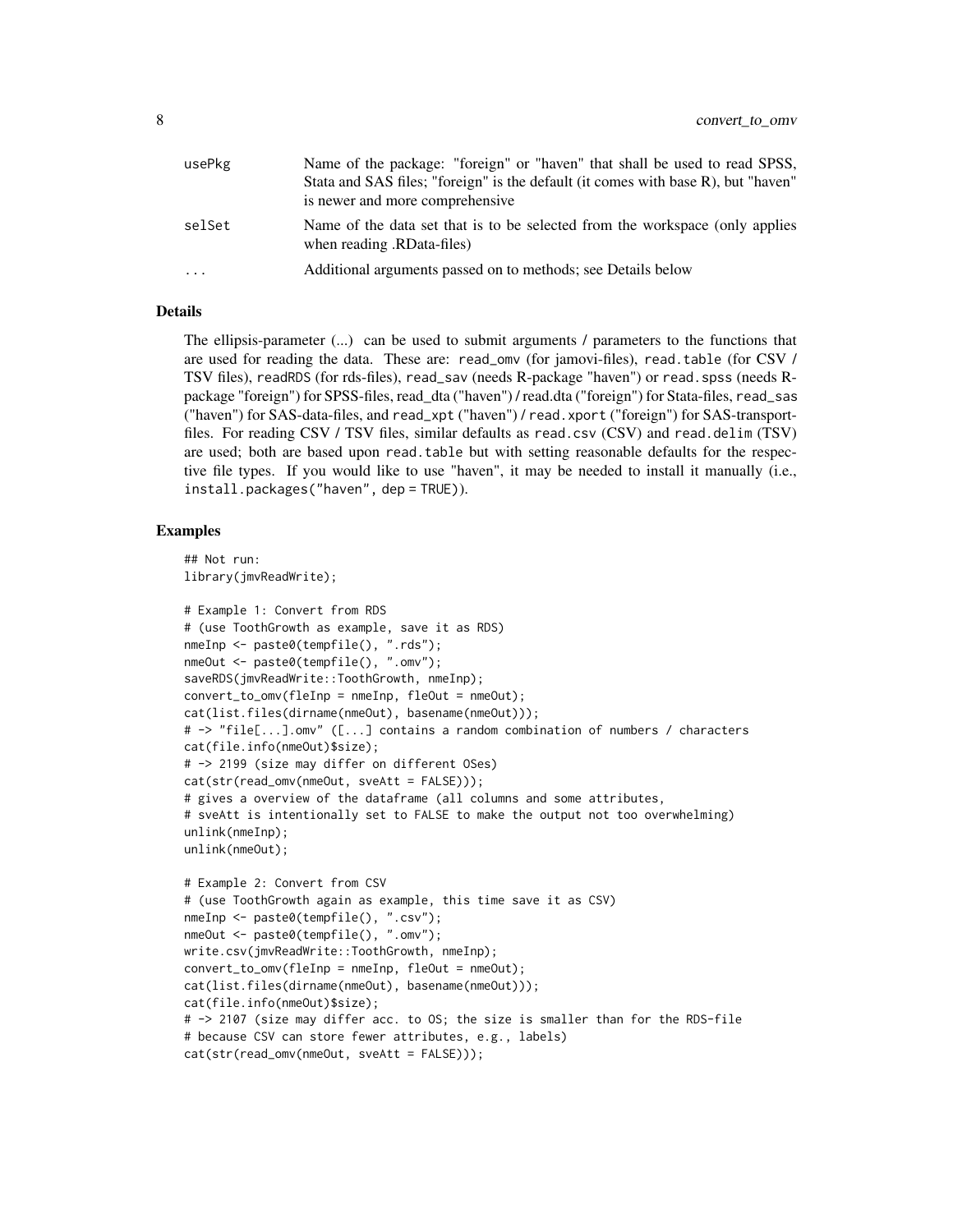| | |
|---|---|
| usePkg | Name of the package: "foreign" or "haven" that shall be used to read SPSS, Stata and SAS files; "foreign" is the default (it comes with base R), but "haven" is newer and more comprehensive |
| selSet | Name of the data set that is to be selected from the workspace (only applies when reading .RData-files) |
| ... | Additional arguments passed on to methods; see Details below |

## Details

The ellipsis-parameter (...) can be used to submit arguments / parameters to the functions that are used for reading the data. These are: `read_omv` (for jamovi-files), `read.table` (for CSV / TSV files), `readRDS` (for rds-files), `read_sav` (needs R-package "haven") or `read.spss` (needs R-package "foreign") for SPSS-files, read_dta ("haven") / read.dta ("foreign") for Stata-files, `read_sas` ("haven") for SAS-data-files, and `read_xpt` ("haven") / `read.xport` ("foreign") for SAS-transport-files. For reading CSV / TSV files, similar defaults as `read.csv` (CSV) and `read.delim` (TSV) are used; both are based upon `read.table` but with setting reasonable defaults for the respective file types. If you would like to use "haven", it may be needed to install it manually (i.e., `install.packages("haven", dep = TRUE)`).

## Examples

```
## Not run:
library(jmvReadWrite);

# Example 1: Convert from RDS
# (use ToothGrowth as example, save it as RDS)
nmeInp <- paste0(tempfile(), ".rds");
nmeOut <- paste0(tempfile(), ".omv");
saveRDS(jmvReadWrite::ToothGrowth, nmeInp);
convert_to_omv(fleInp = nmeInp, fleOut = nmeOut);
cat(list.files(dirname(nmeOut), basename(nmeOut)));
# -> "file[...].omv" ([...] contains a random combination of numbers / characters
cat(file.info(nmeOut)$size);
# -> 2199 (size may differ on different OSes)
cat(str(read_omv(nmeOut, sveAtt = FALSE)));
# gives a overview of the dataframe (all columns and some attributes,
# sveAtt is intentionally set to FALSE to make the output not too overwhelming)
unlink(nmeInp);
unlink(nmeOut);

# Example 2: Convert from CSV
# (use ToothGrowth again as example, this time save it as CSV)
nmeInp <- paste0(tempfile(), ".csv");
nmeOut <- paste0(tempfile(), ".omv");
write.csv(jmvReadWrite::ToothGrowth, nmeInp);
convert_to_omv(fleInp = nmeInp, fleOut = nmeOut);
cat(list.files(dirname(nmeOut), basename(nmeOut)));
cat(file.info(nmeOut)$size);
# -> 2107 (size may differ acc. to OS; the size is smaller than for the RDS-file
# because CSV can store fewer attributes, e.g., labels)
cat(str(read_omv(nmeOut, sveAtt = FALSE)));
```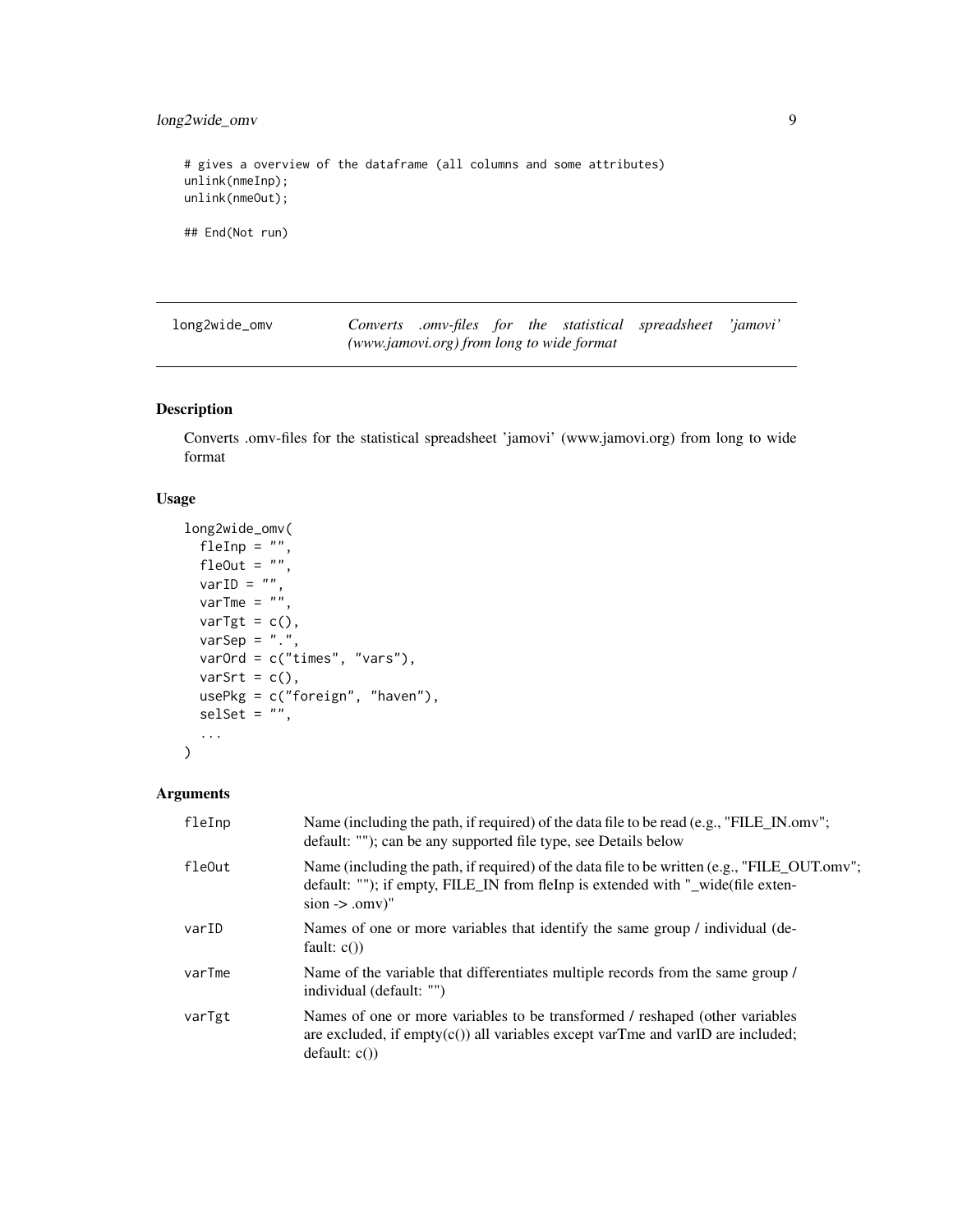```
# gives a overview of the dataframe (all columns and some attributes)
unlink(nmeInp);
unlink(nmeOut);

## End(Not run)
```

## long2wide_omv — *Converts .omv-files for the statistical spreadsheet 'jamovi' (www.jamovi.org) from long to wide format*

### Description

Converts .omv-files for the statistical spreadsheet 'jamovi' (www.jamovi.org) from long to wide format

### Usage

```
long2wide_omv(
  fleInp = "",
  fleOut = "",
  varID = "",
  varTme = "",
  varTgt = c(),
  varSep = ".",
  varOrd = c("times", "vars"),
  varSrt = c(),
  usePkg = c("foreign", "haven"),
  selSet = "",
  ...
)
```

### Arguments

| | |
|---|---|
| `fleInp` | Name (including the path, if required) of the data file to be read (e.g., "FILE_IN.omv"; default: ""); can be any supported file type, see Details below |
| `fleOut` | Name (including the path, if required) of the data file to be written (e.g., "FILE_OUT.omv"; default: ""); if empty, FILE_IN from fleInp is extended with "_wide(file extension -> .omv)" |
| `varID` | Names of one or more variables that identify the same group / individual (default: c()) |
| `varTme` | Name of the variable that differentiates multiple records from the same group / individual (default: "") |
| `varTgt` | Names of one or more variables to be transformed / reshaped (other variables are excluded, if empty(c()) all variables except varTme and varID are included; default: c()) |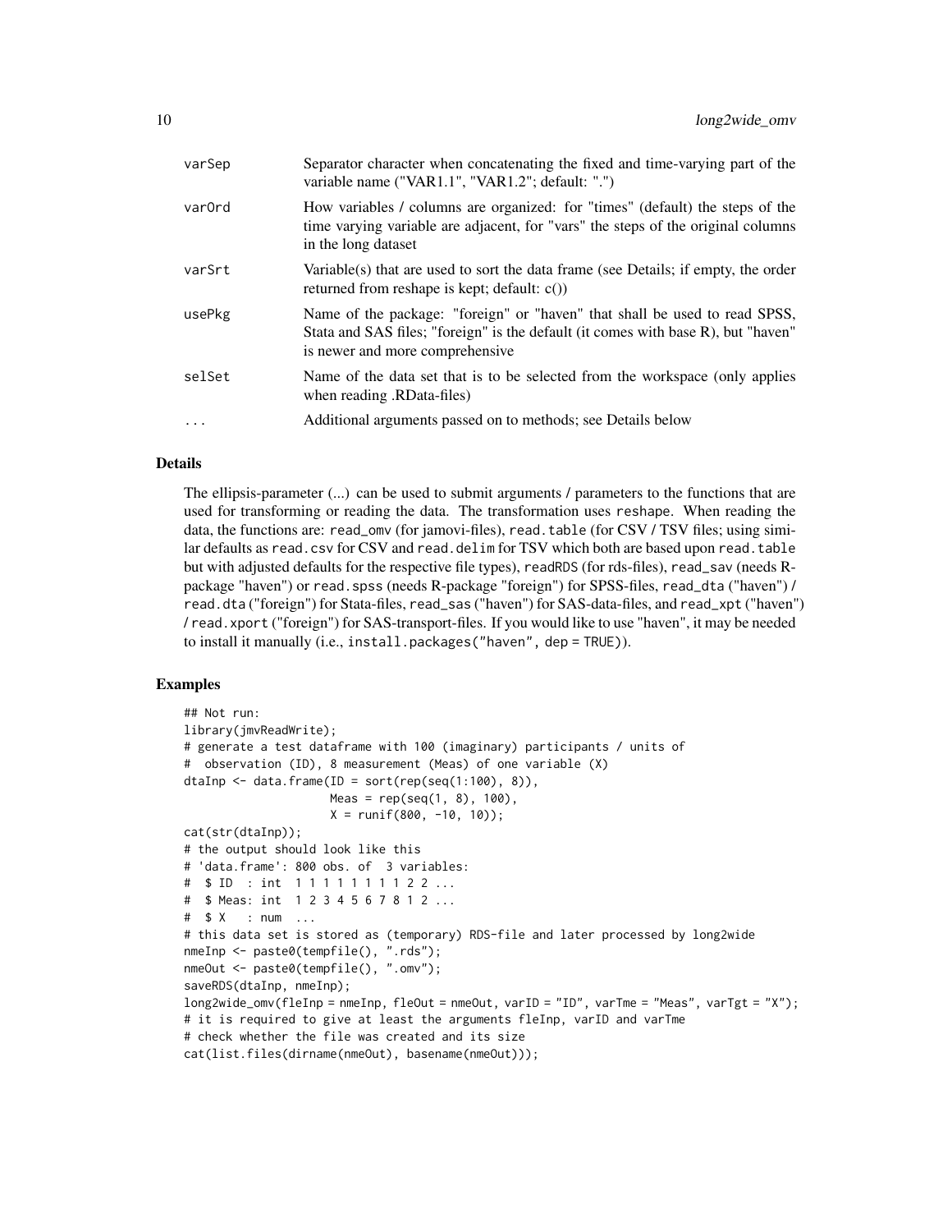| | |
|---|---|
| varSep | Separator character when concatenating the fixed and time-varying part of the variable name ("VAR1.1", "VAR1.2"; default: ".") |
| varOrd | How variables / columns are organized: for "times" (default) the steps of the time varying variable are adjacent, for "vars" the steps of the original columns in the long dataset |
| varSrt | Variable(s) that are used to sort the data frame (see Details; if empty, the order returned from reshape is kept; default: c()) |
| usePkg | Name of the package: "foreign" or "haven" that shall be used to read SPSS, Stata and SAS files; "foreign" is the default (it comes with base R), but "haven" is newer and more comprehensive |
| selSet | Name of the data set that is to be selected from the workspace (only applies when reading .RData-files) |
| ... | Additional arguments passed on to methods; see Details below |

## Details

The ellipsis-parameter (...) can be used to submit arguments / parameters to the functions that are used for transforming or reading the data. The transformation uses `reshape`. When reading the data, the functions are: `read_omv` (for jamovi-files), `read.table` (for CSV / TSV files; using similar defaults as `read.csv` for CSV and `read.delim` for TSV which both are based upon `read.table` but with adjusted defaults for the respective file types), `readRDS` (for rds-files), `read_sav` (needs R-package "haven") or `read.spss` (needs R-package "foreign") for SPSS-files, `read_dta` ("haven") / `read.dta` ("foreign") for Stata-files, `read_sas` ("haven") for SAS-data-files, and `read_xpt` ("haven") / `read.xport` ("foreign") for SAS-transport-files. If you would like to use "haven", it may be needed to install it manually (i.e., `install.packages("haven", dep = TRUE)`).

## Examples

```
## Not run:
library(jmvReadWrite);
# generate a test dataframe with 100 (imaginary) participants / units of
#  observation (ID), 8 measurement (Meas) of one variable (X)
dtaInp <- data.frame(ID = sort(rep(seq(1:100), 8)),
                     Meas = rep(seq(1, 8), 100),
                     X = runif(800, -10, 10));
cat(str(dtaInp));
# the output should look like this
# 'data.frame': 800 obs. of  3 variables:
#  $ ID  : int  1 1 1 1 1 1 1 1 2 2 ...
#  $ Meas: int  1 2 3 4 5 6 7 8 1 2 ...
#  $ X   : num  ...
# this data set is stored as (temporary) RDS-file and later processed by long2wide
nmeInp <- paste0(tempfile(), ".rds");
nmeOut <- paste0(tempfile(), ".omv");
saveRDS(dtaInp, nmeInp);
long2wide_omv(fleInp = nmeInp, fleOut = nmeOut, varID = "ID", varTme = "Meas", varTgt = "X");
# it is required to give at least the arguments fleInp, varID and varTme
# check whether the file was created and its size
cat(list.files(dirname(nmeOut), basename(nmeOut)));
```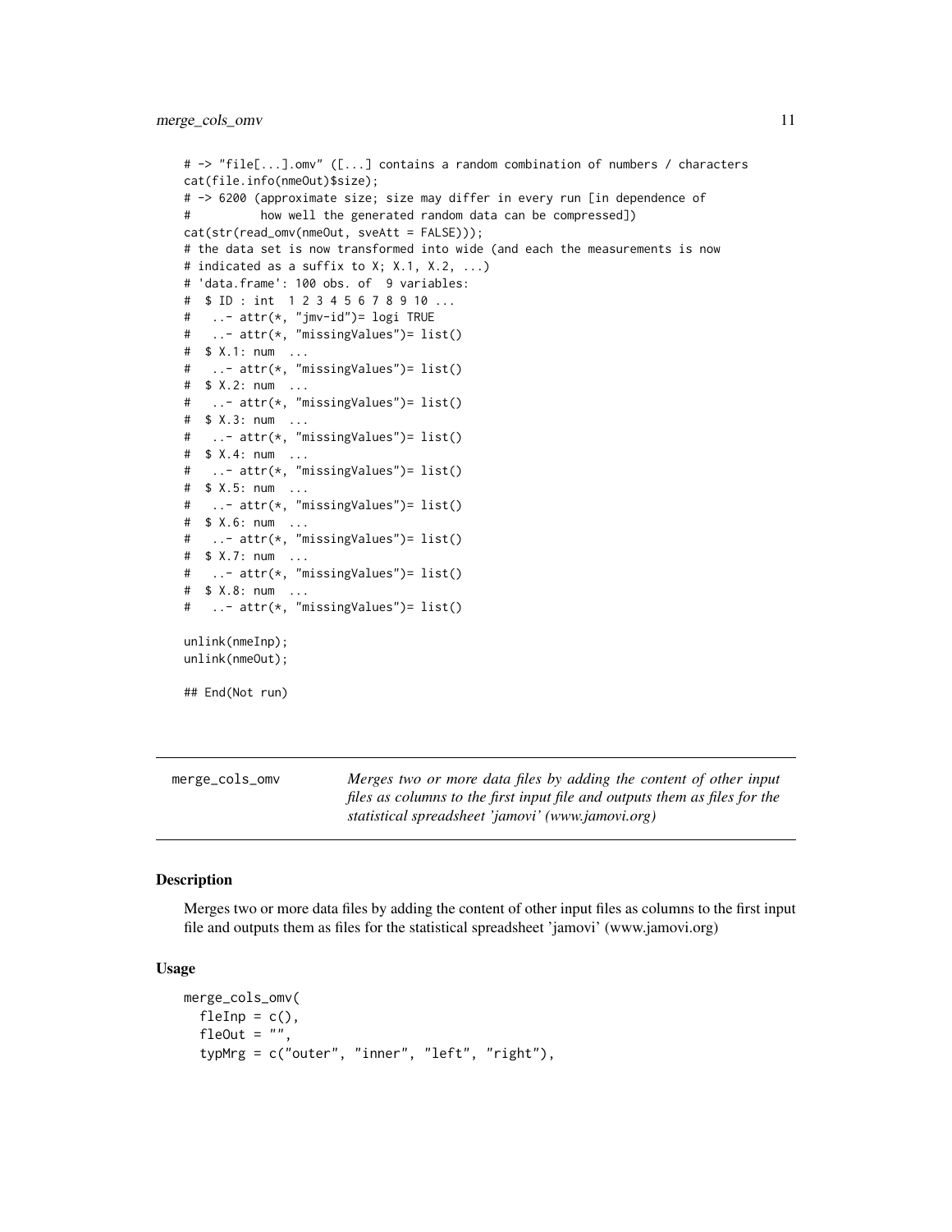```
# -> "file[...].omv" ([...] contains a random combination of numbers / characters
cat(file.info(nmeOut)$size);
# -> 6200 (approximate size; size may differ in every run [in dependence of
#          how well the generated random data can be compressed])
cat(str(read_omv(nmeOut, sveAtt = FALSE)));
# the data set is now transformed into wide (and each the measurements is now
# indicated as a suffix to X; X.1, X.2, ...)
# 'data.frame': 100 obs. of  9 variables:
#  $ ID : int  1 2 3 4 5 6 7 8 9 10 ...
#   ..- attr(*, "jmv-id")= logi TRUE
#   ..- attr(*, "missingValues")= list()
#  $ X.1: num  ...
#   ..- attr(*, "missingValues")= list()
#  $ X.2: num  ...
#   ..- attr(*, "missingValues")= list()
#  $ X.3: num  ...
#   ..- attr(*, "missingValues")= list()
#  $ X.4: num  ...
#   ..- attr(*, "missingValues")= list()
#  $ X.5: num  ...
#   ..- attr(*, "missingValues")= list()
#  $ X.6: num  ...
#   ..- attr(*, "missingValues")= list()
#  $ X.7: num  ...
#   ..- attr(*, "missingValues")= list()
#  $ X.8: num  ...
#   ..- attr(*, "missingValues")= list()

unlink(nmeInp);
unlink(nmeOut);

## End(Not run)
```

## merge_cols_omv

*Merges two or more data files by adding the content of other input files as columns to the first input file and outputs them as files for the statistical spreadsheet 'jamovi' (www.jamovi.org)*

### Description

Merges two or more data files by adding the content of other input files as columns to the first input file and outputs them as files for the statistical spreadsheet 'jamovi' (www.jamovi.org)

### Usage

```
merge_cols_omv(
  fleInp = c(),
  fleOut = "",
  typMrg = c("outer", "inner", "left", "right"),
```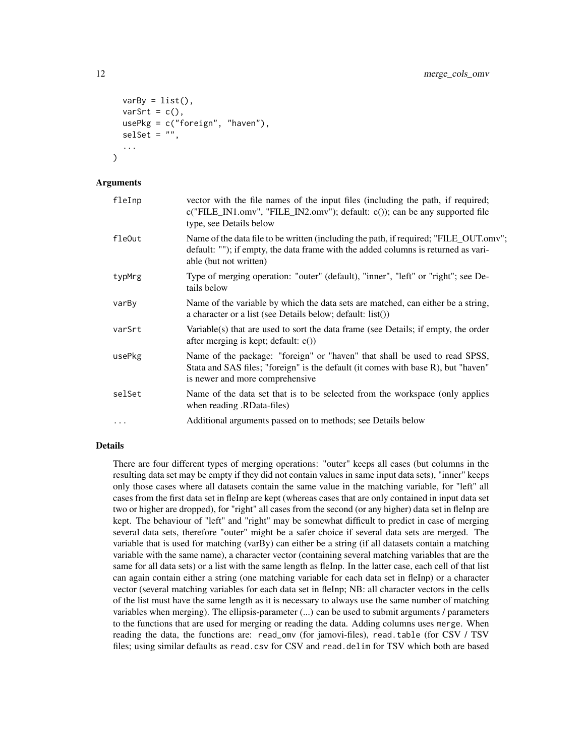```
  varBy = list(),
  varSrt = c(),
  usePkg = c("foreign", "haven"),
  selSet = "",
  ...
)
```

### Arguments

| | |
|---|---|
| fleInp | vector with the file names of the input files (including the path, if required; c("FILE_IN1.omv", "FILE_IN2.omv"); default: c()); can be any supported file type, see Details below |
| fleOut | Name of the data file to be written (including the path, if required; "FILE_OUT.omv"; default: ""); if empty, the data frame with the added columns is returned as variable (but not written) |
| typMrg | Type of merging operation: "outer" (default), "inner", "left" or "right"; see Details below |
| varBy | Name of the variable by which the data sets are matched, can either be a string, a character or a list (see Details below; default: list()) |
| varSrt | Variable(s) that are used to sort the data frame (see Details; if empty, the order after merging is kept; default: c()) |
| usePkg | Name of the package: "foreign" or "haven" that shall be used to read SPSS, Stata and SAS files; "foreign" is the default (it comes with base R), but "haven" is newer and more comprehensive |
| selSet | Name of the data set that is to be selected from the workspace (only applies when reading .RData-files) |
| ... | Additional arguments passed on to methods; see Details below |

### Details

There are four different types of merging operations: "outer" keeps all cases (but columns in the resulting data set may be empty if they did not contain values in same input data sets), "inner" keeps only those cases where all datasets contain the same value in the matching variable, for "left" all cases from the first data set in fleInp are kept (whereas cases that are only contained in input data set two or higher are dropped), for "right" all cases from the second (or any higher) data set in fleInp are kept. The behaviour of "left" and "right" may be somewhat difficult to predict in case of merging several data sets, therefore "outer" might be a safer choice if several data sets are merged. The variable that is used for matching (varBy) can either be a string (if all datasets contain a matching variable with the same name), a character vector (containing several matching variables that are the same for all data sets) or a list with the same length as fleInp. In the latter case, each cell of that list can again contain either a string (one matching variable for each data set in fleInp) or a character vector (several matching variables for each data set in fleInp; NB: all character vectors in the cells of the list must have the same length as it is necessary to always use the same number of matching variables when merging). The ellipsis-parameter (...) can be used to submit arguments / parameters to the functions that are used for merging or reading the data. Adding columns uses `merge`. When reading the data, the functions are: `read_omv` (for jamovi-files), `read.table` (for CSV / TSV files; using similar defaults as `read.csv` for CSV and `read.delim` for TSV which both are based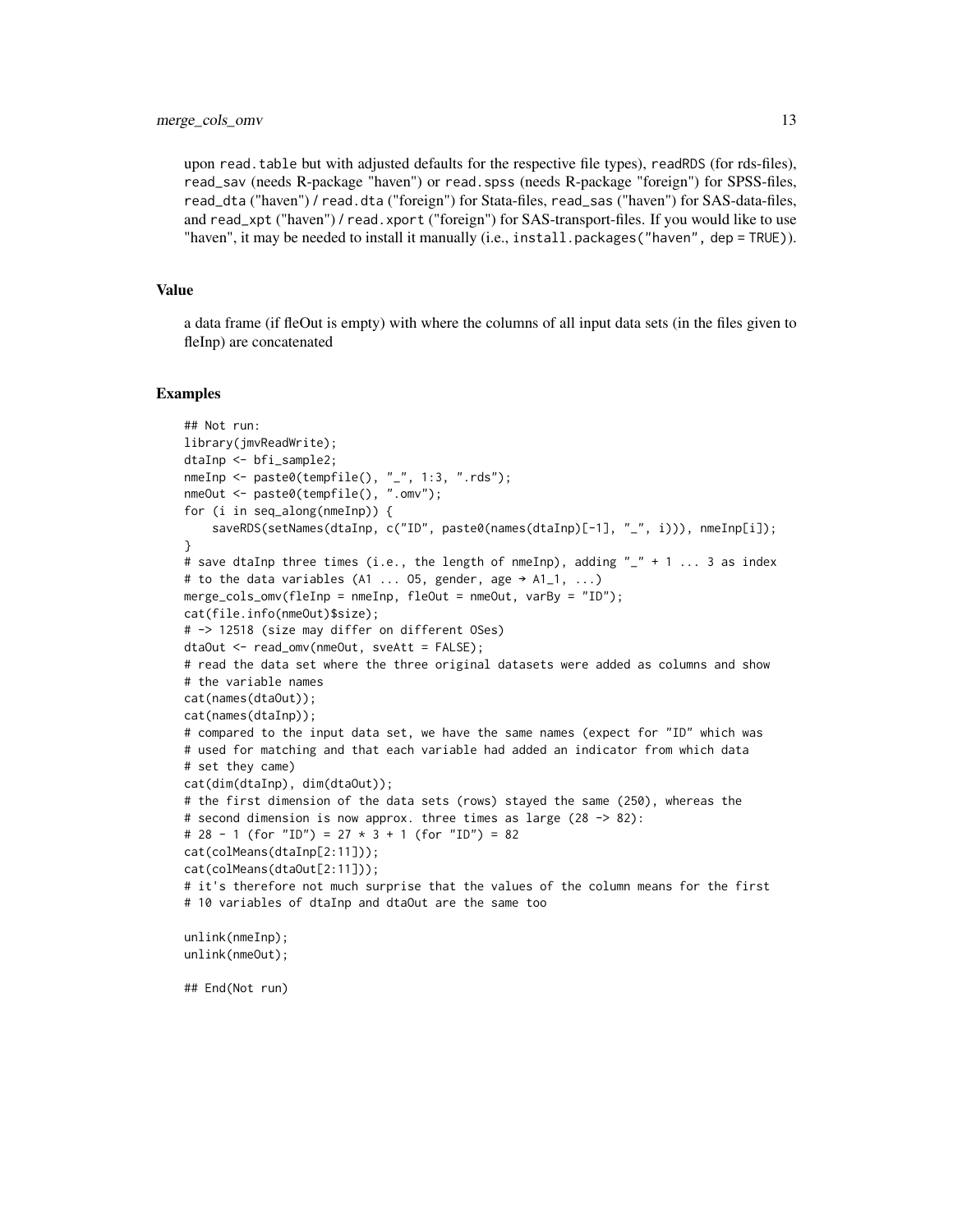upon `read.table` but with adjusted defaults for the respective file types), `readRDS` (for rds-files), `read_sav` (needs R-package "haven") or `read.spss` (needs R-package "foreign") for SPSS-files, `read_dta` ("haven") / `read.dta` ("foreign") for Stata-files, `read_sas` ("haven") for SAS-data-files, and `read_xpt` ("haven") / `read.xport` ("foreign") for SAS-transport-files. If you would like to use "haven", it may be needed to install it manually (i.e., `install.packages("haven", dep = TRUE)`).

## Value

a data frame (if fleOut is empty) with where the columns of all input data sets (in the files given to fleInp) are concatenated

## Examples

```
## Not run:
library(jmvReadWrite);
dtaInp <- bfi_sample2;
nmeInp <- paste0(tempfile(), "_", 1:3, ".rds");
nmeOut <- paste0(tempfile(), ".omv");
for (i in seq_along(nmeInp)) {
    saveRDS(setNames(dtaInp, c("ID", paste0(names(dtaInp)[-1], "_", i))), nmeInp[i]);
}
# save dtaInp three times (i.e., the length of nmeInp), adding "_" + 1 ... 3 as index
# to the data variables (A1 ... O5, gender, age → A1_1, ...)
merge_cols_omv(fleInp = nmeInp, fleOut = nmeOut, varBy = "ID");
cat(file.info(nmeOut)$size);
# -> 12518 (size may differ on different OSes)
dtaOut <- read_omv(nmeOut, sveAtt = FALSE);
# read the data set where the three original datasets were added as columns and show
# the variable names
cat(names(dtaOut));
cat(names(dtaInp));
# compared to the input data set, we have the same names (expect for "ID" which was
# used for matching and that each variable had added an indicator from which data
# set they came)
cat(dim(dtaInp), dim(dtaOut));
# the first dimension of the data sets (rows) stayed the same (250), whereas the
# second dimension is now approx. three times as large (28 -> 82):
# 28 - 1 (for "ID") = 27 * 3 + 1 (for "ID") = 82
cat(colMeans(dtaInp[2:11]));
cat(colMeans(dtaOut[2:11]));
# it's therefore not much surprise that the values of the column means for the first
# 10 variables of dtaInp and dtaOut are the same too

unlink(nmeInp);
unlink(nmeOut);

## End(Not run)
```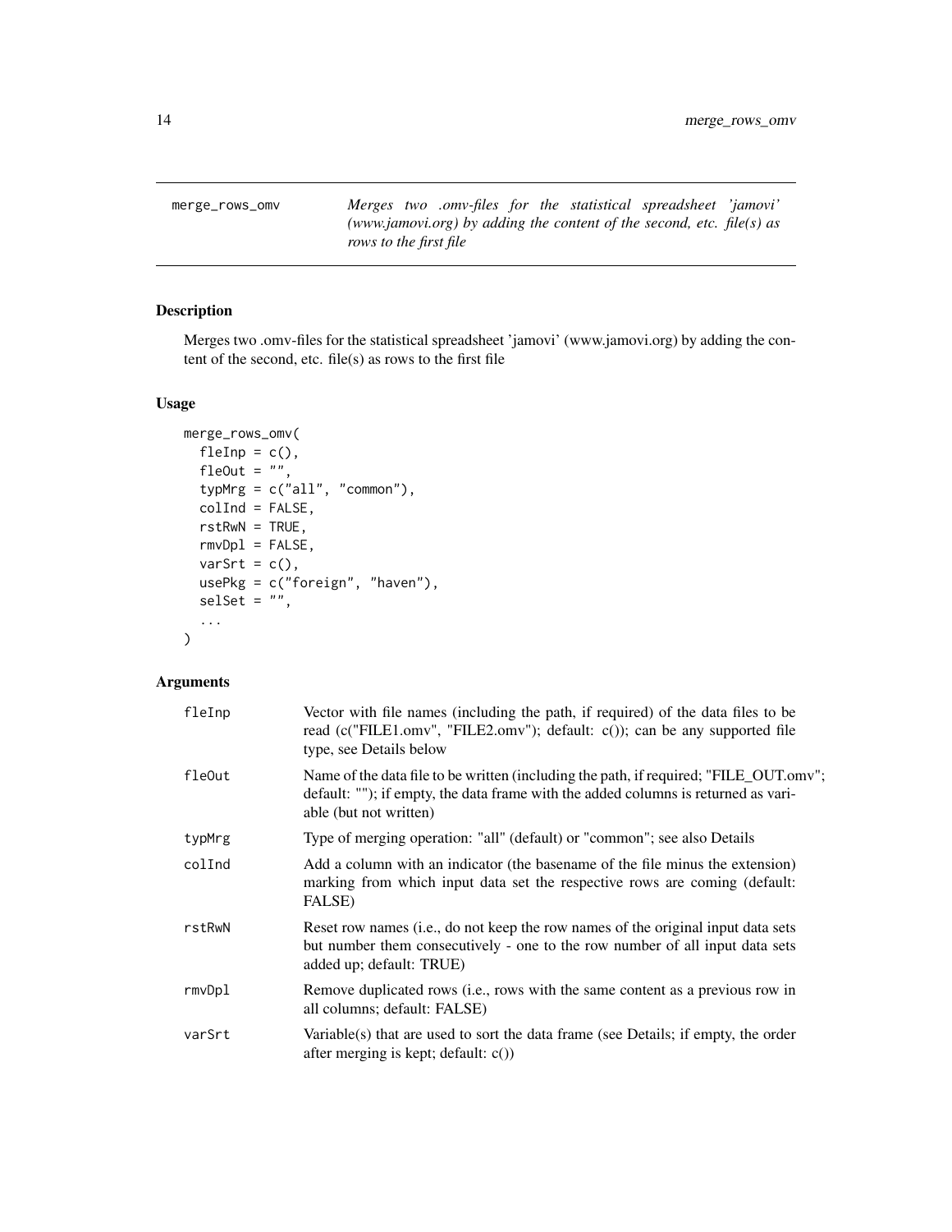merge_rows_omv — *Merges two .omv-files for the statistical spreadsheet 'jamovi' (www.jamovi.org) by adding the content of the second, etc. file(s) as rows to the first file*

## Description

Merges two .omv-files for the statistical spreadsheet 'jamovi' (www.jamovi.org) by adding the content of the second, etc. file(s) as rows to the first file

## Usage

```
merge_rows_omv(
  fleInp = c(),
  fleOut = "",
  typMrg = c("all", "common"),
  colInd = FALSE,
  rstRwN = TRUE,
  rmvDpl = FALSE,
  varSrt = c(),
  usePkg = c("foreign", "haven"),
  selSet = "",
  ...
)
```

## Arguments

| Argument | Description |
|---|---|
| `fleInp` | Vector with file names (including the path, if required) of the data files to be read (c("FILE1.omv", "FILE2.omv"); default: c()); can be any supported file type, see Details below |
| `fleOut` | Name of the data file to be written (including the path, if required; "FILE_OUT.omv"; default: ""); if empty, the data frame with the added columns is returned as variable (but not written) |
| `typMrg` | Type of merging operation: "all" (default) or "common"; see also Details |
| `colInd` | Add a column with an indicator (the basename of the file minus the extension) marking from which input data set the respective rows are coming (default: FALSE) |
| `rstRwN` | Reset row names (i.e., do not keep the row names of the original input data sets but number them consecutively - one to the row number of all input data sets added up; default: TRUE) |
| `rmvDpl` | Remove duplicated rows (i.e., rows with the same content as a previous row in all columns; default: FALSE) |
| `varSrt` | Variable(s) that are used to sort the data frame (see Details; if empty, the order after merging is kept; default: c()) |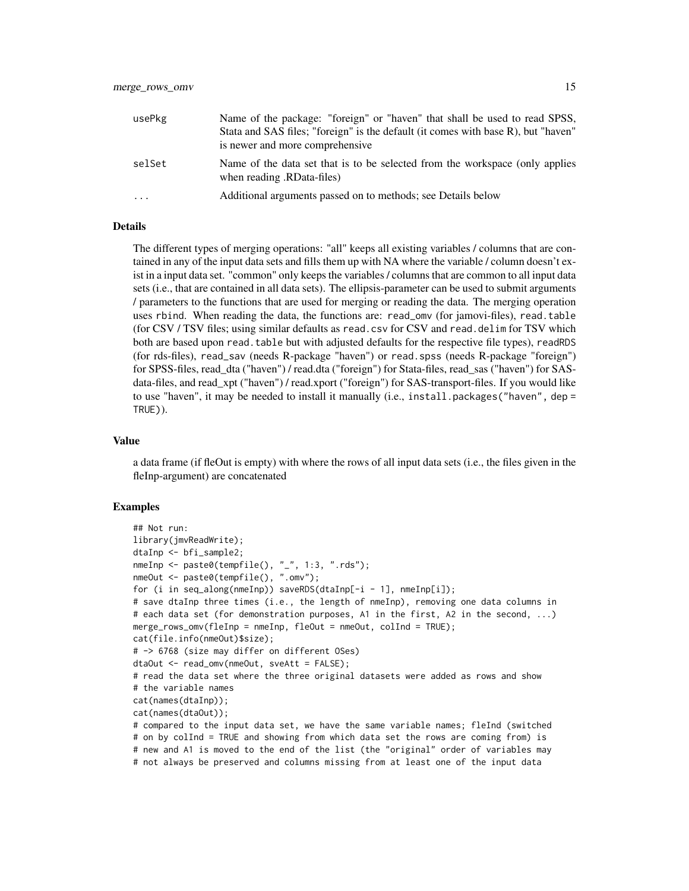| | |
|---|---|
| usePkg | Name of the package: "foreign" or "haven" that shall be used to read SPSS, Stata and SAS files; "foreign" is the default (it comes with base R), but "haven" is newer and more comprehensive |
| selSet | Name of the data set that is to be selected from the workspace (only applies when reading .RData-files) |
| ... | Additional arguments passed on to methods; see Details below |

### Details

The different types of merging operations: "all" keeps all existing variables / columns that are contained in any of the input data sets and fills them up with NA where the variable / column doesn't exist in a input data set. "common" only keeps the variables / columns that are common to all input data sets (i.e., that are contained in all data sets). The ellipsis-parameter can be used to submit arguments / parameters to the functions that are used for merging or reading the data. The merging operation uses `rbind`. When reading the data, the functions are: `read_omv` (for jamovi-files), `read.table` (for CSV / TSV files; using similar defaults as `read.csv` for CSV and `read.delim` for TSV which both are based upon `read.table` but with adjusted defaults for the respective file types), `readRDS` (for rds-files), `read_sav` (needs R-package "haven") or `read.spss` (needs R-package "foreign") for SPSS-files, `read_dta` ("haven") / `read.dta` ("foreign") for Stata-files, `read_sas` ("haven") for SAS-data-files, and `read_xpt` ("haven") / `read.xport` ("foreign") for SAS-transport-files. If you would like to use "haven", it may be needed to install it manually (i.e., `install.packages("haven", dep = TRUE)`).

### Value

a data frame (if fleOut is empty) with where the rows of all input data sets (i.e., the files given in the fleInp-argument) are concatenated

### Examples

```
## Not run:
library(jmvReadWrite);
dtaInp <- bfi_sample2;
nmeInp <- paste0(tempfile(), "_", 1:3, ".rds");
nmeOut <- paste0(tempfile(), ".omv");
for (i in seq_along(nmeInp)) saveRDS(dtaInp[-i - 1], nmeInp[i]);
# save dtaInp three times (i.e., the length of nmeInp), removing one data columns in
# each data set (for demonstration purposes, A1 in the first, A2 in the second, ...)
merge_rows_omv(fleInp = nmeInp, fleOut = nmeOut, colInd = TRUE);
cat(file.info(nmeOut)$size);
# -> 6768 (size may differ on different OSes)
dtaOut <- read_omv(nmeOut, sveAtt = FALSE);
# read the data set where the three original datasets were added as rows and show
# the variable names
cat(names(dtaInp));
cat(names(dtaOut));
# compared to the input data set, we have the same variable names; fleInd (switched
# on by colInd = TRUE and showing from which data set the rows are coming from) is
# new and A1 is moved to the end of the list (the "original" order of variables may
# not always be preserved and columns missing from at least one of the input data
```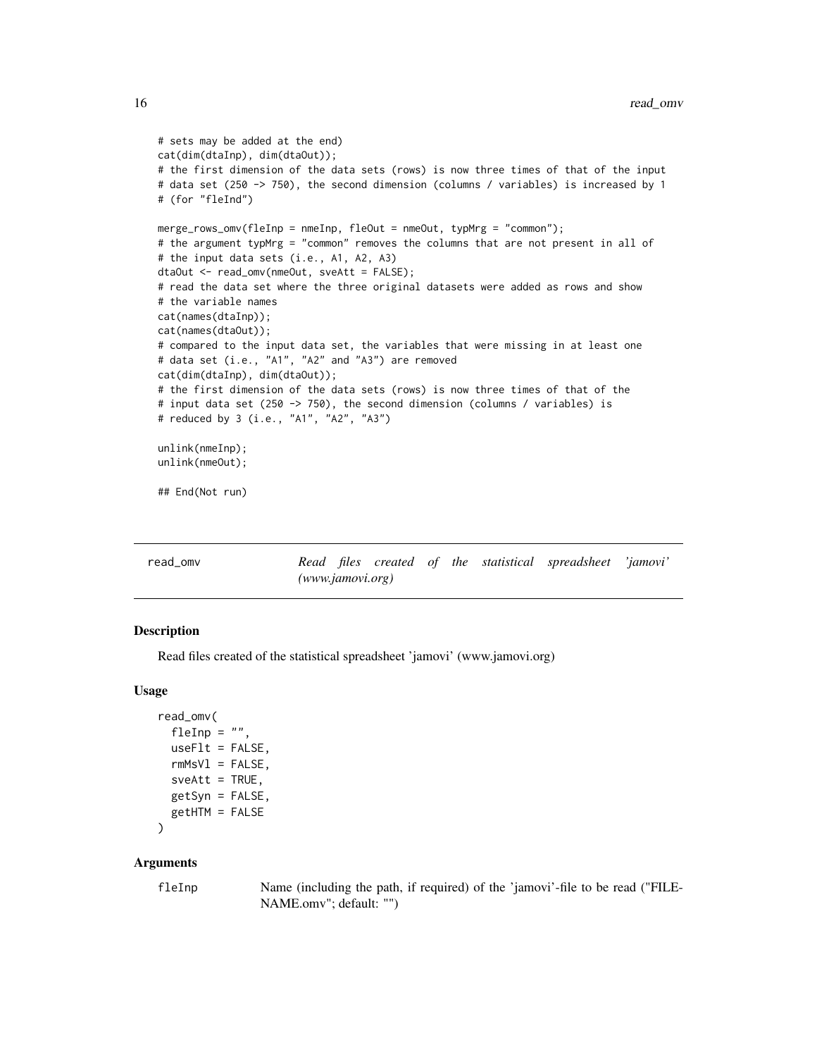```
# sets may be added at the end)
cat(dim(dtaInp), dim(dtaOut));
# the first dimension of the data sets (rows) is now three times of that of the input
# data set (250 -> 750), the second dimension (columns / variables) is increased by 1
# (for "fleInd")

merge_rows_omv(fleInp = nmeInp, fleOut = nmeOut, typMrg = "common");
# the argument typMrg = "common" removes the columns that are not present in all of
# the input data sets (i.e., A1, A2, A3)
dtaOut <- read_omv(nmeOut, sveAtt = FALSE);
# read the data set where the three original datasets were added as rows and show
# the variable names
cat(names(dtaInp));
cat(names(dtaOut));
# compared to the input data set, the variables that were missing in at least one
# data set (i.e., "A1", "A2" and "A3") are removed
cat(dim(dtaInp), dim(dtaOut));
# the first dimension of the data sets (rows) is now three times of that of the
# input data set (250 -> 750), the second dimension (columns / variables) is
# reduced by 3 (i.e., "A1", "A2", "A3")

unlink(nmeInp);
unlink(nmeOut);

## End(Not run)
```

## read_omv — *Read files created of the statistical spreadsheet 'jamovi' (www.jamovi.org)*

### Description

Read files created of the statistical spreadsheet 'jamovi' (www.jamovi.org)

### Usage

```
read_omv(
  fleInp = "",
  useFlt = FALSE,
  rmMsVl = FALSE,
  sveAtt = TRUE,
  getSyn = FALSE,
  getHTM = FALSE
)
```

### Arguments

| | |
|---|---|
| fleInp | Name (including the path, if required) of the 'jamovi'-file to be read ("FILE-NAME.omv"; default: "") |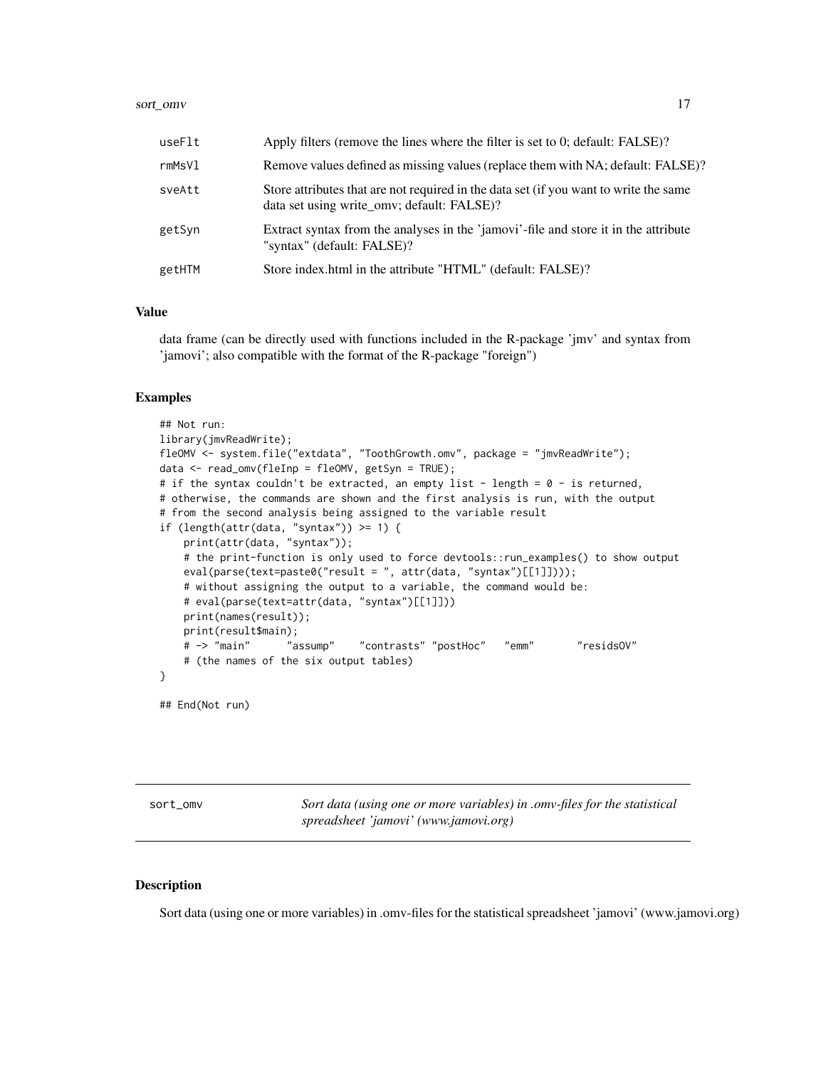| | |
|---|---|
| useFlt | Apply filters (remove the lines where the filter is set to 0; default: FALSE)? |
| rmMsVl | Remove values defined as missing values (replace them with NA; default: FALSE)? |
| sveAtt | Store attributes that are not required in the data set (if you want to write the same data set using write_omv; default: FALSE)? |
| getSyn | Extract syntax from the analyses in the 'jamovi'-file and store it in the attribute "syntax" (default: FALSE)? |
| getHTM | Store index.html in the attribute "HTML" (default: FALSE)? |

### Value

data frame (can be directly used with functions included in the R-package 'jmv' and syntax from 'jamovi'; also compatible with the format of the R-package "foreign")

### Examples

```
## Not run:
library(jmvReadWrite);
fleOMV <- system.file("extdata", "ToothGrowth.omv", package = "jmvReadWrite");
data <- read_omv(fleInp = fleOMV, getSyn = TRUE);
# if the syntax couldn't be extracted, an empty list - length = 0 - is returned,
# otherwise, the commands are shown and the first analysis is run, with the output
# from the second analysis being assigned to the variable result
if (length(attr(data, "syntax")) >= 1) {
    print(attr(data, "syntax"));
    # the print-function is only used to force devtools::run_examples() to show output
    eval(parse(text=paste0("result = ", attr(data, "syntax")[[1]])));
    # without assigning the output to a variable, the command would be:
    # eval(parse(text=attr(data, "syntax")[[1]]))
    print(names(result));
    print(result$main);
    # -> "main"      "assump"    "contrasts" "postHoc"   "emm"       "residsOV"
    # (the names of the six output tables)
}

## End(Not run)
```

---

## sort_omv

*Sort data (using one or more variables) in .omv-files for the statistical spreadsheet 'jamovi' (www.jamovi.org)*

---

### Description

Sort data (using one or more variables) in .omv-files for the statistical spreadsheet 'jamovi' (www.jamovi.org)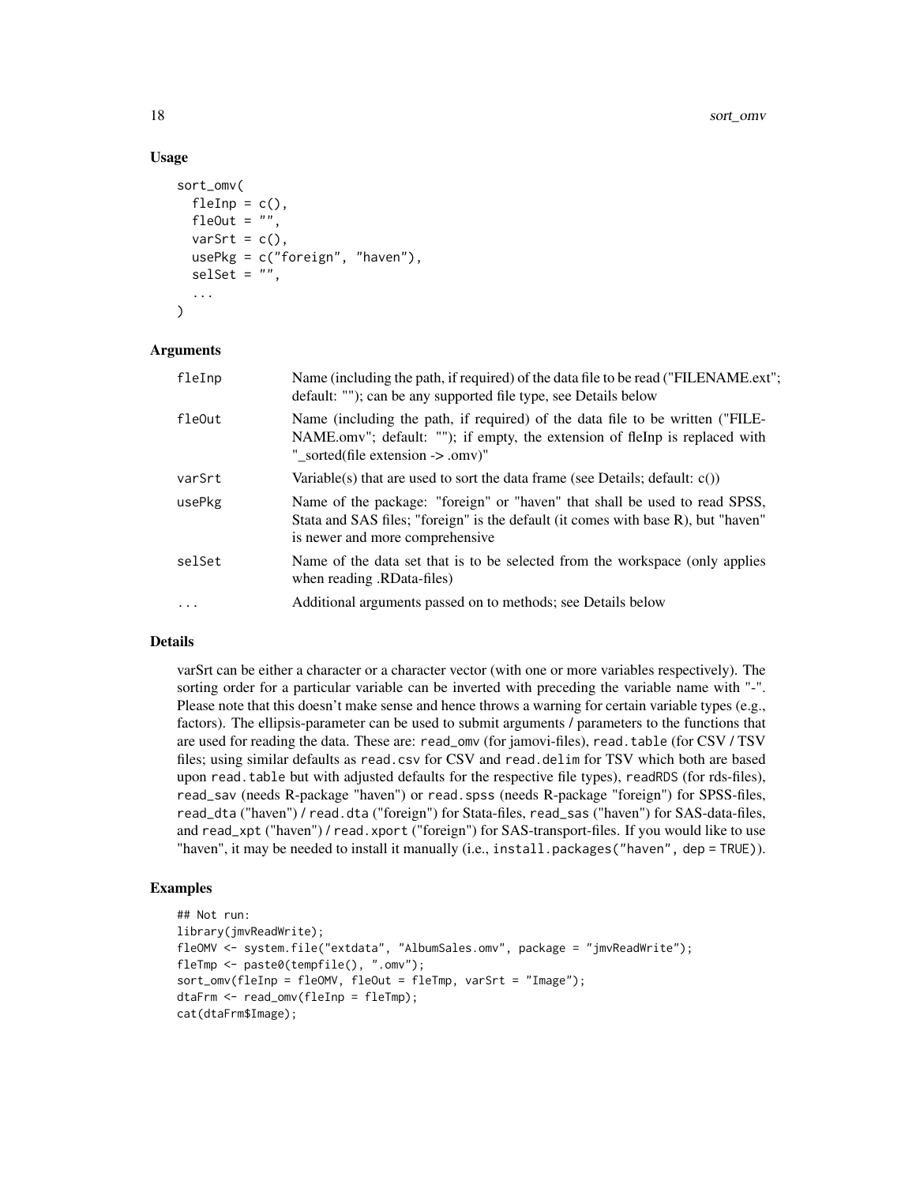## Usage

```
sort_omv(
  fleInp = c(),
  fleOut = "",
  varSrt = c(),
  usePkg = c("foreign", "haven"),
  selSet = "",
  ...
)
```

## Arguments

| | |
|---|---|
| fleInp | Name (including the path, if required) of the data file to be read ("FILENAME.ext"; default: ""); can be any supported file type, see Details below |
| fleOut | Name (including the path, if required) of the data file to be written ("FILENAME.omv"; default: ""); if empty, the extension of fleInp is replaced with "_sorted(file extension -> .omv)" |
| varSrt | Variable(s) that are used to sort the data frame (see Details; default: c()) |
| usePkg | Name of the package: "foreign" or "haven" that shall be used to read SPSS, Stata and SAS files; "foreign" is the default (it comes with base R), but "haven" is newer and more comprehensive |
| selSet | Name of the data set that is to be selected from the workspace (only applies when reading .RData-files) |
| ... | Additional arguments passed on to methods; see Details below |

## Details

varSrt can be either a character or a character vector (with one or more variables respectively). The sorting order for a particular variable can be inverted with preceding the variable name with "-". Please note that this doesn't make sense and hence throws a warning for certain variable types (e.g., factors). The ellipsis-parameter can be used to submit arguments / parameters to the functions that are used for reading the data. These are: `read_omv` (for jamovi-files), `read.table` (for CSV / TSV files; using similar defaults as `read.csv` for CSV and `read.delim` for TSV which both are based upon `read.table` but with adjusted defaults for the respective file types), `readRDS` (for rds-files), `read_sav` (needs R-package "haven") or `read.spss` (needs R-package "foreign") for SPSS-files, `read_dta` ("haven") / `read.dta` ("foreign") for Stata-files, `read_sas` ("haven") for SAS-data-files, and `read_xpt` ("haven") / `read.xport` ("foreign") for SAS-transport-files. If you would like to use "haven", it may be needed to install it manually (i.e., `install.packages("haven", dep = TRUE)`).

## Examples

```
## Not run:
library(jmvReadWrite);
fleOMV <- system.file("extdata", "AlbumSales.omv", package = "jmvReadWrite");
fleTmp <- paste0(tempfile(), ".omv");
sort_omv(fleInp = fleOMV, fleOut = fleTmp, varSrt = "Image");
dtaFrm <- read_omv(fleInp = fleTmp);
cat(dtaFrm$Image);
```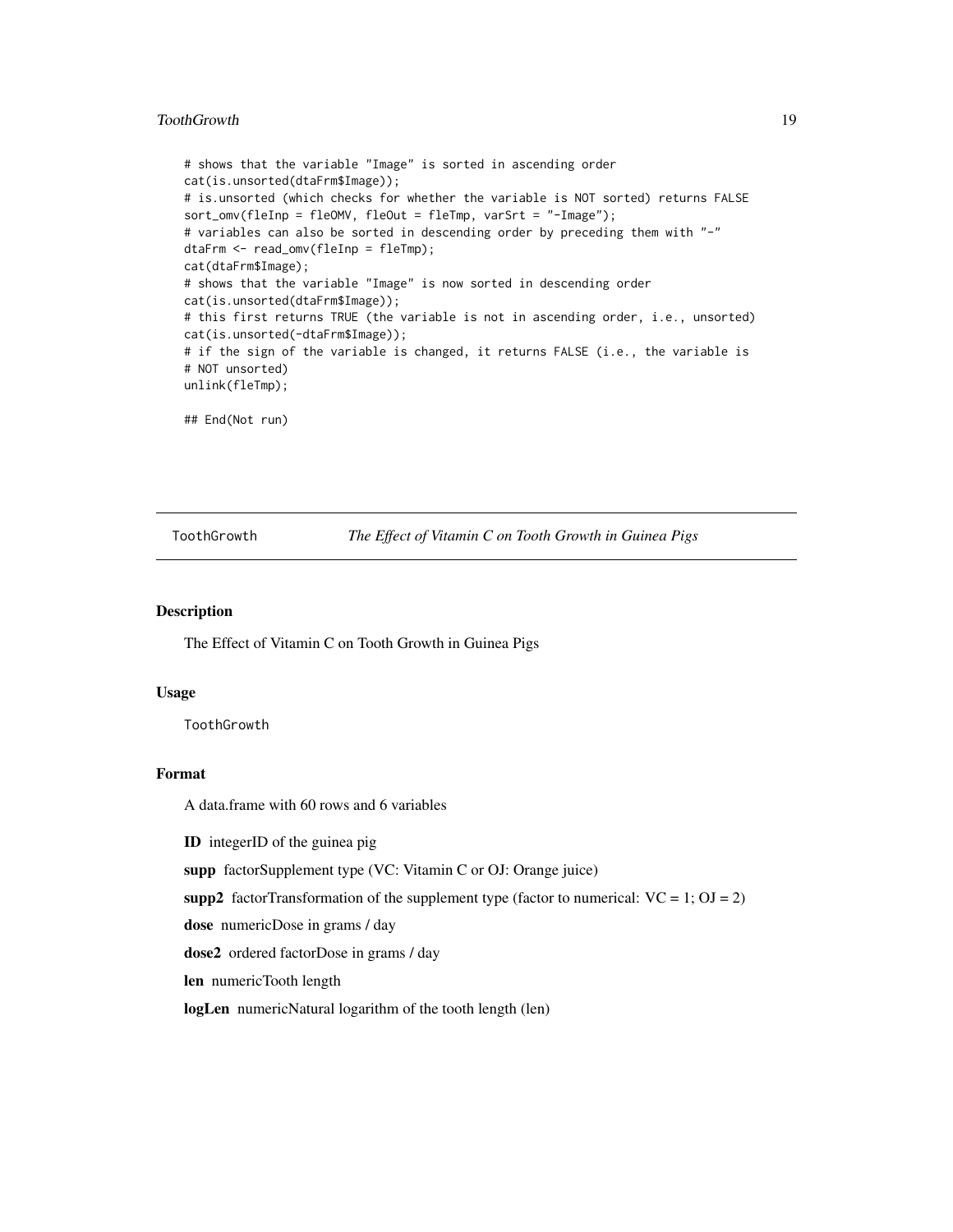```
# shows that the variable "Image" is sorted in ascending order
cat(is.unsorted(dtaFrm$Image));
# is.unsorted (which checks for whether the variable is NOT sorted) returns FALSE
sort_omv(fleInp = fleOMV, fleOut = fleTmp, varSrt = "-Image");
# variables can also be sorted in descending order by preceding them with "-"
dtaFrm <- read_omv(fleInp = fleTmp);
cat(dtaFrm$Image);
# shows that the variable "Image" is now sorted in descending order
cat(is.unsorted(dtaFrm$Image));
# this first returns TRUE (the variable is not in ascending order, i.e., unsorted)
cat(is.unsorted(-dtaFrm$Image));
# if the sign of the variable is changed, it returns FALSE (i.e., the variable is
# NOT unsorted)
unlink(fleTmp);

## End(Not run)
```

---

## ToothGrowth — *The Effect of Vitamin C on Tooth Growth in Guinea Pigs*

---

### Description

The Effect of Vitamin C on Tooth Growth in Guinea Pigs

### Usage

```
ToothGrowth
```

### Format

A data.frame with 60 rows and 6 variables

**ID** integerID of the guinea pig

**supp** factorSupplement type (VC: Vitamin C or OJ: Orange juice)

**supp2** factorTransformation of the supplement type (factor to numerical: VC = 1; OJ = 2)

**dose** numericDose in grams / day

**dose2** ordered factorDose in grams / day

**len** numericTooth length

**logLen** numericNatural logarithm of the tooth length (len)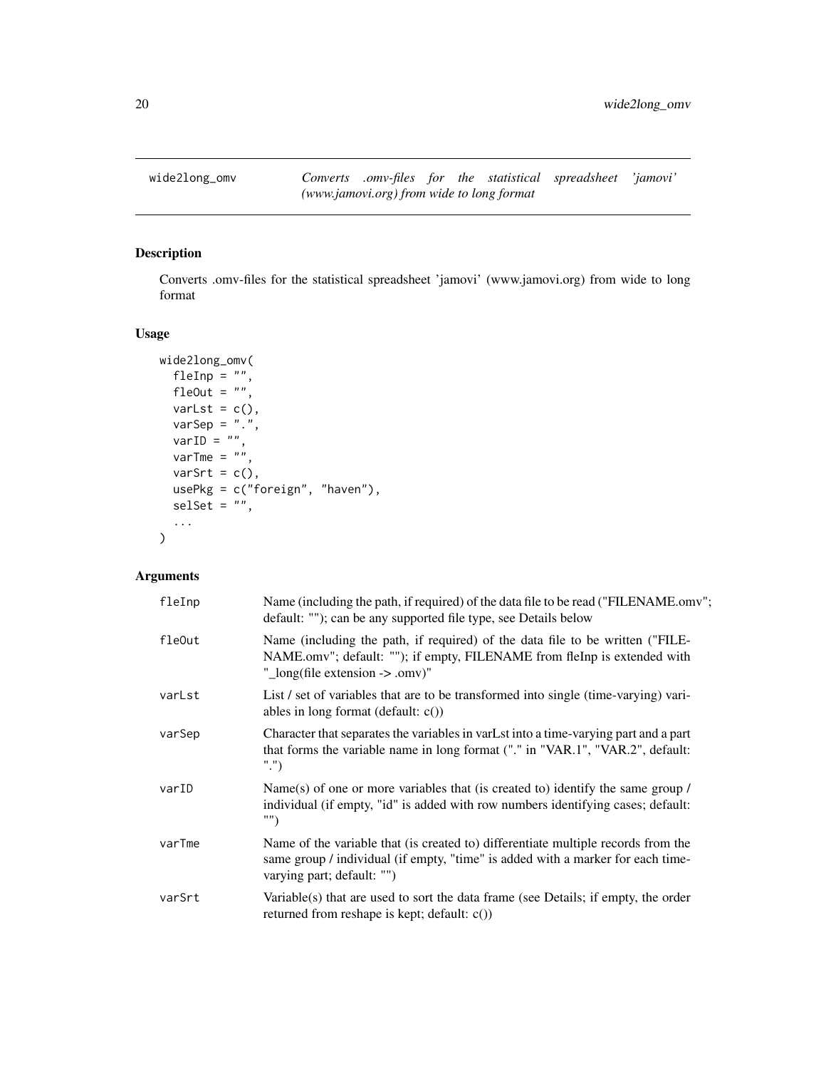## wide2long_omv — *Converts .omv-files for the statistical spreadsheet 'jamovi' (www.jamovi.org) from wide to long format*

### Description

Converts .omv-files for the statistical spreadsheet 'jamovi' (www.jamovi.org) from wide to long format

### Usage

```
wide2long_omv(
  fleInp = "",
  fleOut = "",
  varLst = c(),
  varSep = ".",
  varID = "",
  varTme = "",
  varSrt = c(),
  usePkg = c("foreign", "haven"),
  selSet = "",
  ...
)
```

### Arguments

| | |
|---|---|
| fleInp | Name (including the path, if required) of the data file to be read ("FILENAME.omv"; default: ""); can be any supported file type, see Details below |
| fleOut | Name (including the path, if required) of the data file to be written ("FILENAME.omv"; default: ""); if empty, FILENAME from fleInp is extended with "_long(file extension -> .omv)" |
| varLst | List / set of variables that are to be transformed into single (time-varying) variables in long format (default: c()) |
| varSep | Character that separates the variables in varLst into a time-varying part and a part that forms the variable name in long format ("." in "VAR.1", "VAR.2", default: ".") |
| varID | Name(s) of one or more variables that (is created to) identify the same group / individual (if empty, "id" is added with row numbers identifying cases; default: "") |
| varTme | Name of the variable that (is created to) differentiate multiple records from the same group / individual (if empty, "time" is added with a marker for each time-varying part; default: "") |
| varSrt | Variable(s) that are used to sort the data frame (see Details; if empty, the order returned from reshape is kept; default: c()) |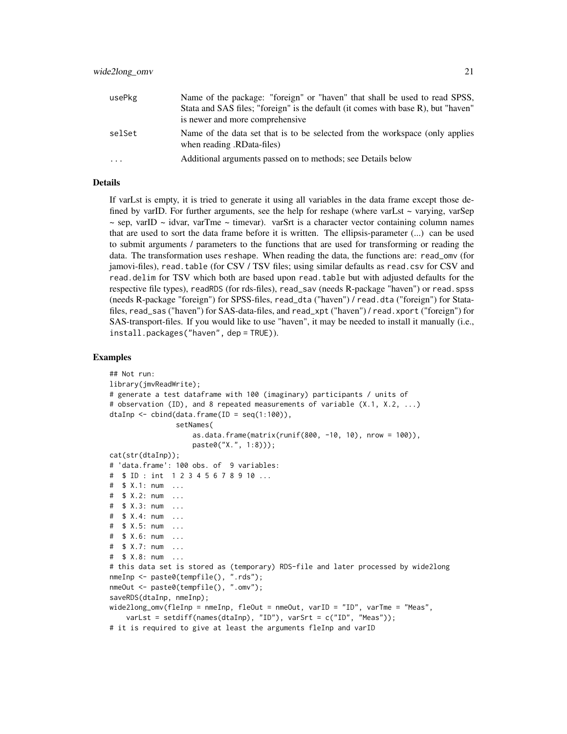| | |
|---|---|
| usePkg | Name of the package: "foreign" or "haven" that shall be used to read SPSS, Stata and SAS files; "foreign" is the default (it comes with base R), but "haven" is newer and more comprehensive |
| selSet | Name of the data set that is to be selected from the workspace (only applies when reading .RData-files) |
| ... | Additional arguments passed on to methods; see Details below |

## Details

If varLst is empty, it is tried to generate it using all variables in the data frame except those defined by varID. For further arguments, see the help for reshape (where varLst ~ varying, varSep ~ sep, varID ~ idvar, varTme ~ timevar). varSrt is a character vector containing column names that are used to sort the data frame before it is written. The ellipsis-parameter (...) can be used to submit arguments / parameters to the functions that are used for transforming or reading the data. The transformation uses `reshape`. When reading the data, the functions are: `read_omv` (for jamovi-files), `read.table` (for CSV / TSV files; using similar defaults as `read.csv` for CSV and `read.delim` for TSV which both are based upon `read.table` but with adjusted defaults for the respective file types), `readRDS` (for rds-files), `read_sav` (needs R-package "haven") or `read.spss` (needs R-package "foreign") for SPSS-files, `read_dta` ("haven") / `read.dta` ("foreign") for Stata-files, `read_sas` ("haven") for SAS-data-files, and `read_xpt` ("haven") / `read.xport` ("foreign") for SAS-transport-files. If you would like to use "haven", it may be needed to install it manually (i.e., `install.packages("haven", dep = TRUE)`).

## Examples

```
## Not run:
library(jmvReadWrite);
# generate a test dataframe with 100 (imaginary) participants / units of
# observation (ID), and 8 repeated measurements of variable (X.1, X.2, ...)
dtaInp <- cbind(data.frame(ID = seq(1:100)),
                setNames(
                    as.data.frame(matrix(runif(800, -10, 10), nrow = 100)),
                    paste0("X.", 1:8)));
cat(str(dtaInp));
# 'data.frame': 100 obs. of  9 variables:
#  $ ID : int  1 2 3 4 5 6 7 8 9 10 ...
#  $ X.1: num  ...
#  $ X.2: num  ...
#  $ X.3: num  ...
#  $ X.4: num  ...
#  $ X.5: num  ...
#  $ X.6: num  ...
#  $ X.7: num  ...
#  $ X.8: num  ...
# this data set is stored as (temporary) RDS-file and later processed by wide2long
nmeInp <- paste0(tempfile(), ".rds");
nmeOut <- paste0(tempfile(), ".omv");
saveRDS(dtaInp, nmeInp);
wide2long_omv(fleInp = nmeInp, fleOut = nmeOut, varID = "ID", varTme = "Meas",
    varLst = setdiff(names(dtaInp), "ID"), varSrt = c("ID", "Meas"));
# it is required to give at least the arguments fleInp and varID
```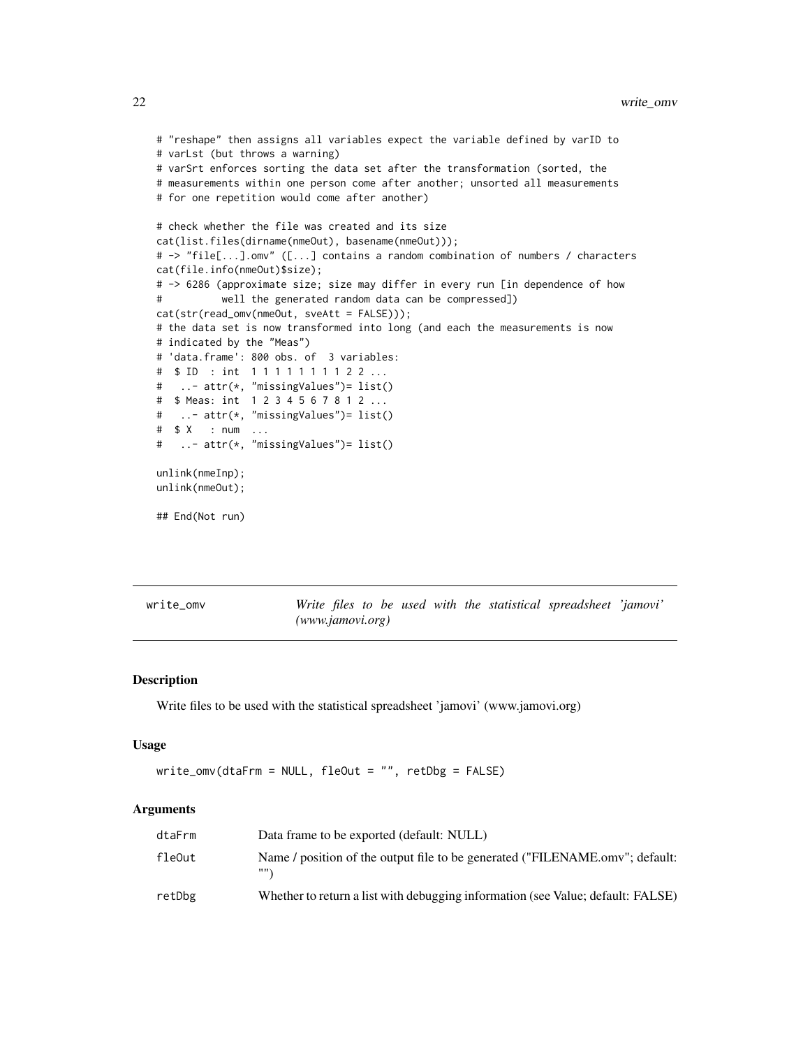```
# "reshape" then assigns all variables expect the variable defined by varID to
# varLst (but throws a warning)
# varSrt enforces sorting the data set after the transformation (sorted, the
# measurements within one person come after another; unsorted all measurements
# for one repetition would come after another)

# check whether the file was created and its size
cat(list.files(dirname(nmeOut), basename(nmeOut)));
# -> "file[...].omv" ([...] contains a random combination of numbers / characters
cat(file.info(nmeOut)$size);
# -> 6286 (approximate size; size may differ in every run [in dependence of how
#          well the generated random data can be compressed])
cat(str(read_omv(nmeOut, sveAtt = FALSE)));
# the data set is now transformed into long (and each the measurements is now
# indicated by the "Meas")
# 'data.frame': 800 obs. of  3 variables:
#  $ ID  : int  1 1 1 1 1 1 1 1 2 2 ...
#   ..- attr(*, "missingValues")= list()
#  $ Meas: int  1 2 3 4 5 6 7 8 1 2 ...
#   ..- attr(*, "missingValues")= list()
#  $ X   : num  ...
#   ..- attr(*, "missingValues")= list()

unlink(nmeInp);
unlink(nmeOut);

## End(Not run)
```

---

## write_omv — *Write files to be used with the statistical spreadsheet 'jamovi' (www.jamovi.org)*

---

### Description

Write files to be used with the statistical spreadsheet 'jamovi' (www.jamovi.org)

### Usage

```
write_omv(dtaFrm = NULL, fleOut = "", retDbg = FALSE)
```

### Arguments

| | |
|---|---|
| dtaFrm | Data frame to be exported (default: NULL) |
| fleOut | Name / position of the output file to be generated ("FILENAME.omv"; default: "") |
| retDbg | Whether to return a list with debugging information (see Value; default: FALSE) |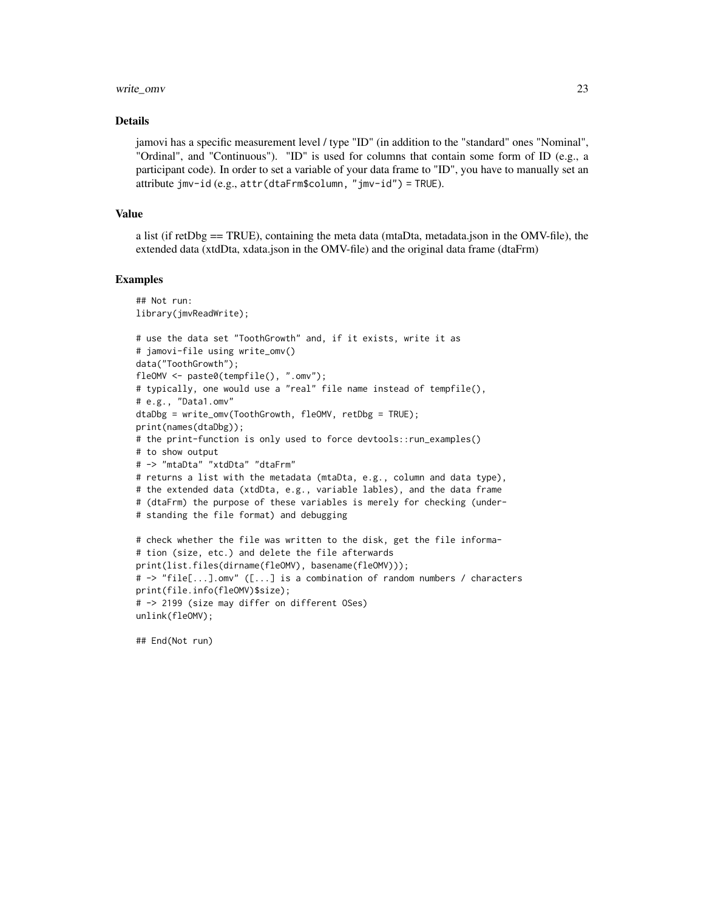### Details

jamovi has a specific measurement level / type "ID" (in addition to the "standard" ones "Nominal", "Ordinal", and "Continuous"). "ID" is used for columns that contain some form of ID (e.g., a participant code). In order to set a variable of your data frame to "ID", you have to manually set an attribute `jmv-id` (e.g., `attr(dtaFrm$column, "jmv-id") = TRUE`).

### Value

a list (if retDbg == TRUE), containing the meta data (mtaDta, metadata.json in the OMV-file), the extended data (xtdDta, xdata.json in the OMV-file) and the original data frame (dtaFrm)

### Examples

```
## Not run:
library(jmvReadWrite);

# use the data set "ToothGrowth" and, if it exists, write it as
# jamovi-file using write_omv()
data("ToothGrowth");
fleOMV <- paste0(tempfile(), ".omv");
# typically, one would use a "real" file name instead of tempfile(),
# e.g., "Data1.omv"
dtaDbg = write_omv(ToothGrowth, fleOMV, retDbg = TRUE);
print(names(dtaDbg));
# the print-function is only used to force devtools::run_examples()
# to show output
# -> "mtaDta" "xtdDta" "dtaFrm"
# returns a list with the metadata (mtaDta, e.g., column and data type),
# the extended data (xtdDta, e.g., variable lables), and the data frame
# (dtaFrm) the purpose of these variables is merely for checking (under-
# standing the file format) and debugging

# check whether the file was written to the disk, get the file informa-
# tion (size, etc.) and delete the file afterwards
print(list.files(dirname(fleOMV), basename(fleOMV)));
# -> "file[...].omv" ([...] is a combination of random numbers / characters
print(file.info(fleOMV)$size);
# -> 2199 (size may differ on different OSes)
unlink(fleOMV);

## End(Not run)
```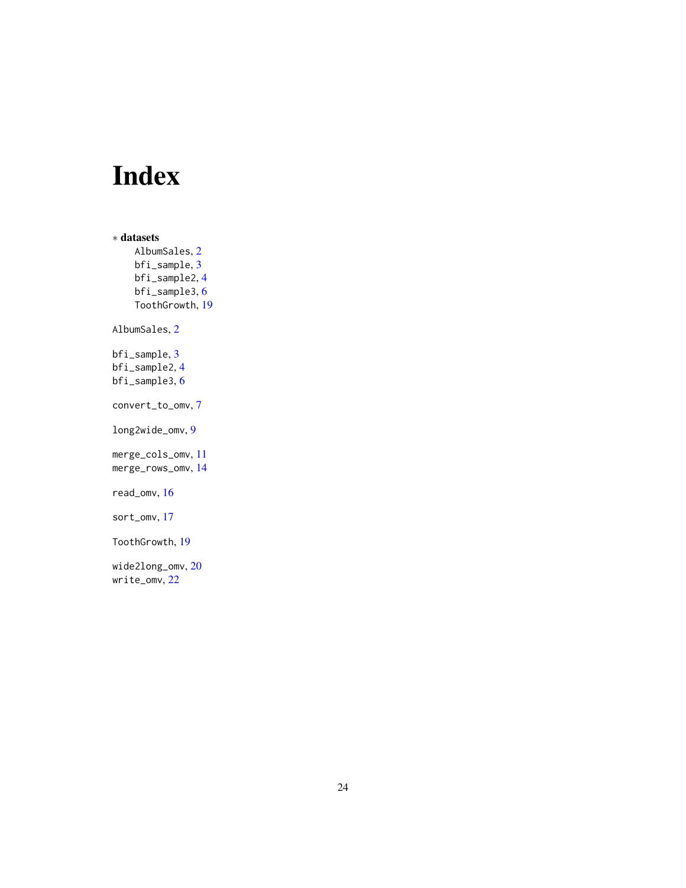# Index

∗ **datasets**

    AlbumSales, 2
    bfi_sample, 3
    bfi_sample2, 4
    bfi_sample3, 6
    ToothGrowth, 19

AlbumSales, 2

bfi_sample, 3
bfi_sample2, 4
bfi_sample3, 6

convert_to_omv, 7

long2wide_omv, 9

merge_cols_omv, 11
merge_rows_omv, 14

read_omv, 16

sort_omv, 17

ToothGrowth, 19

wide2long_omv, 20
write_omv, 22